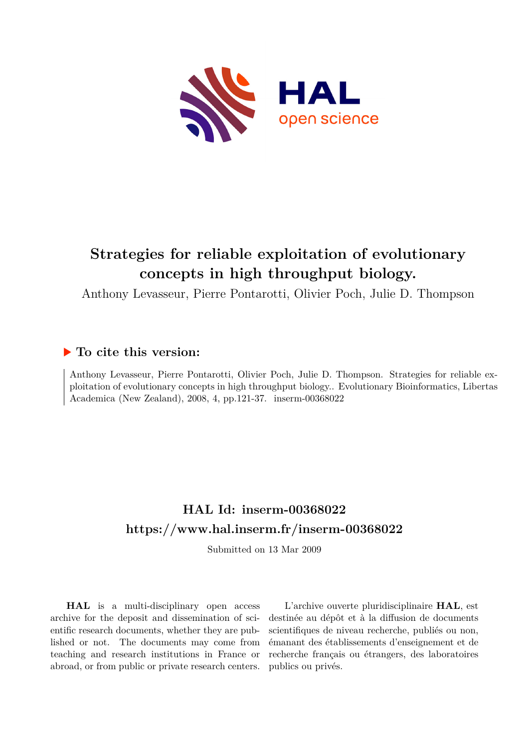# Strategies for reliable exploitation of evolutionary concepts in high throughput biology.

Anthony Levasseur, Pierre Pontarotti, Olivier Poch, Julie D. Thompson

## ▶ To cite this version:

Anthony Levasseur, Pierre Pontarotti, Olivier Poch, Julie D. Thompson. Strategies for reliable exploitation of evolutionary concepts in high throughput biology.. Evolutionary Bioinformatics, Libertas Academica (New Zealand), 2008, 4, pp.121-37. inserm-00368022

## HAL Id: inserm-00368022

## https://www.hal.inserm.fr/inserm-00368022

Submitted on 13 Mar 2009

**HAL** is a multi-disciplinary open access archive for the deposit and dissemination of scientific research documents, whether they are published or not. The documents may come from teaching and research institutions in France or abroad, or from public or private research centers.

L'archive ouverte pluridisciplinaire **HAL**, est destinée au dépôt et à la diffusion de documents scientifiques de niveau recherche, publiés ou non, émanant des établissements d'enseignement et de recherche français ou étrangers, des laboratoires publics ou privés.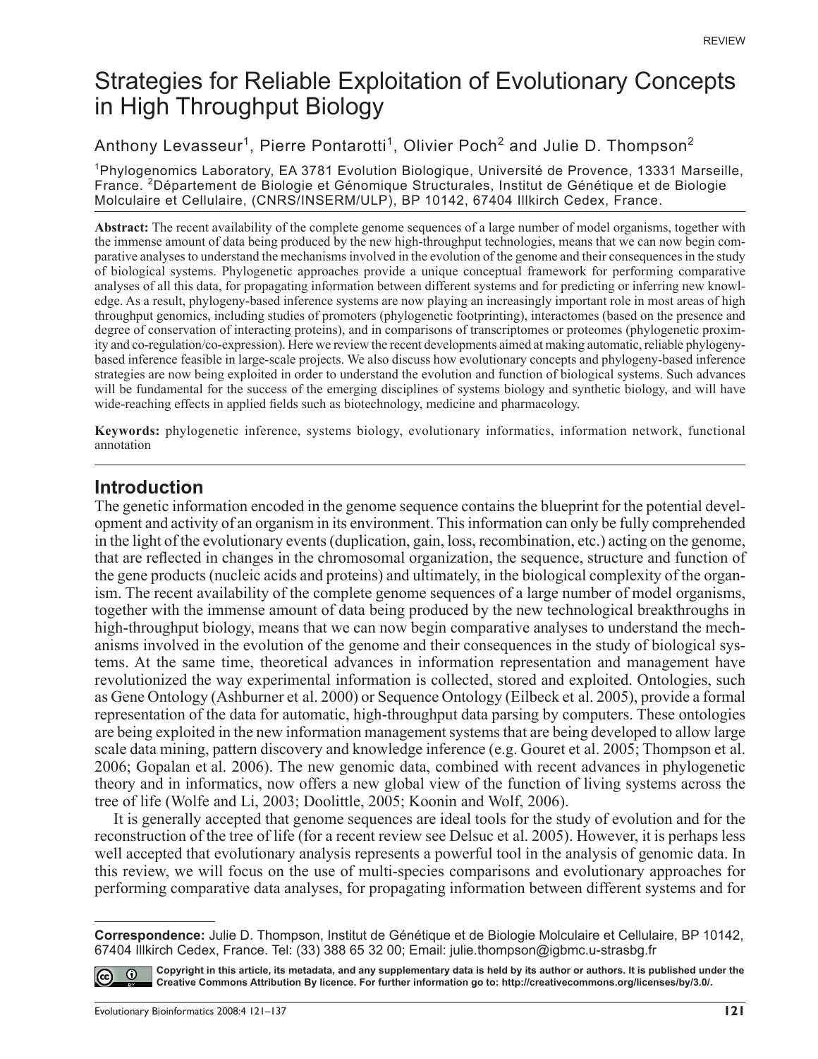REVIEW

# Strategies for Reliable Exploitation of Evolutionary Concepts in High Throughput Biology

Anthony Levasseur[1], Pierre Pontarotti[1], Olivier Poch[2] and Julie D. Thompson[2]

[1]Phylogenomics Laboratory, EA 3781 Evolution Biologique, Université de Provence, 13331 Marseille, France. [2]Département de Biologie et Génomique Structurales, Institut de Génétique et de Biologie Molculaire et Cellulaire, (CNRS/INSERM/ULP), BP 10142, 67404 Illkirch Cedex, France.

**Abstract:** The recent availability of the complete genome sequences of a large number of model organisms, together with the immense amount of data being produced by the new high-throughput technologies, means that we can now begin comparative analyses to understand the mechanisms involved in the evolution of the genome and their consequences in the study of biological systems. Phylogenetic approaches provide a unique conceptual framework for performing comparative analyses of all this data, for propagating information between different systems and for predicting or inferring new knowledge. As a result, phylogeny-based inference systems are now playing an increasingly important role in most areas of high throughput genomics, including studies of promoters (phylogenetic footprinting), interactomes (based on the presence and degree of conservation of interacting proteins), and in comparisons of transcriptomes or proteomes (phylogenetic proximity and co-regulation/co-expression). Here we review the recent developments aimed at making automatic, reliable phylogeny-based inference feasible in large-scale projects. We also discuss how evolutionary concepts and phylogeny-based inference strategies are now being exploited in order to understand the evolution and function of biological systems. Such advances will be fundamental for the success of the emerging disciplines of systems biology and synthetic biology, and will have wide-reaching effects in applied fields such as biotechnology, medicine and pharmacology.

**Keywords:** phylogenetic inference, systems biology, evolutionary informatics, information network, functional annotation

## Introduction

The genetic information encoded in the genome sequence contains the blueprint for the potential development and activity of an organism in its environment. This information can only be fully comprehended in the light of the evolutionary events (duplication, gain, loss, recombination, etc.) acting on the genome, that are reflected in changes in the chromosomal organization, the sequence, structure and function of the gene products (nucleic acids and proteins) and ultimately, in the biological complexity of the organism. The recent availability of the complete genome sequences of a large number of model organisms, together with the immense amount of data being produced by the new technological breakthroughs in high-throughput biology, means that we can now begin comparative analyses to understand the mechanisms involved in the evolution of the genome and their consequences in the study of biological systems. At the same time, theoretical advances in information representation and management have revolutionized the way experimental information is collected, stored and exploited. Ontologies, such as Gene Ontology (Ashburner et al. 2000) or Sequence Ontology (Eilbeck et al. 2005), provide a formal representation of the data for automatic, high-throughput data parsing by computers. These ontologies are being exploited in the new information management systems that are being developed to allow large scale data mining, pattern discovery and knowledge inference (e.g. Gouret et al. 2005; Thompson et al. 2006; Gopalan et al. 2006). The new genomic data, combined with recent advances in phylogenetic theory and in informatics, now offers a new global view of the function of living systems across the tree of life (Wolfe and Li, 2003; Doolittle, 2005; Koonin and Wolf, 2006).

It is generally accepted that genome sequences are ideal tools for the study of evolution and for the reconstruction of the tree of life (for a recent review see Delsuc et al. 2005). However, it is perhaps less well accepted that evolutionary analysis represents a powerful tool in the analysis of genomic data. In this review, we will focus on the use of multi-species comparisons and evolutionary approaches for performing comparative data analyses, for propagating information between different systems and for

**Correspondence:** Julie D. Thompson, Institut de Génétique et de Biologie Molculaire et Cellulaire, BP 10142, 67404 Illkirch Cedex, France. Tel: (33) 388 65 32 00; Email: julie.thompson@igbmc.u-strasbg.fr

**Copyright in this article, its metadata, and any supplementary data is held by its author or authors. It is published under the Creative Commons Attribution By licence. For further information go to: http://creativecommons.org/licenses/by/3.0/.**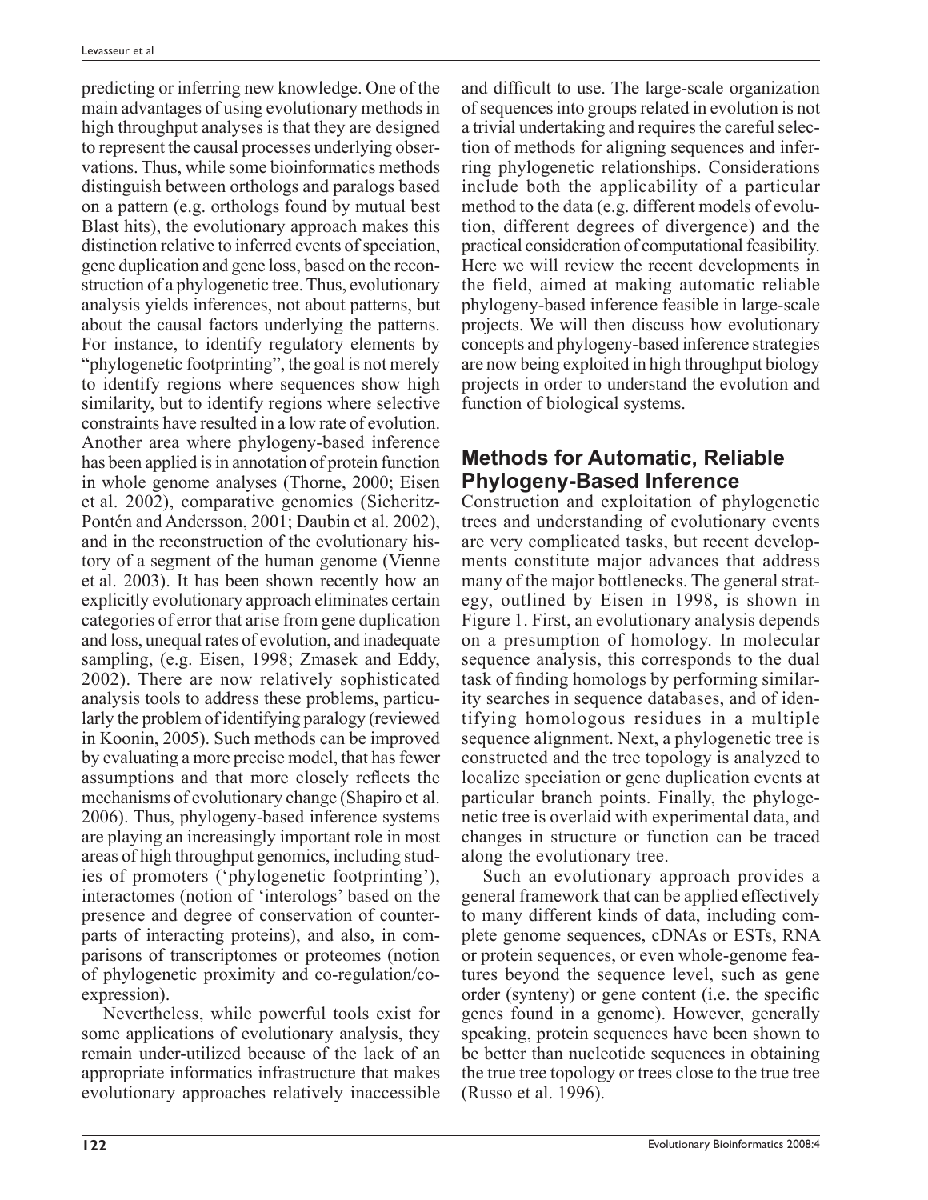predicting or inferring new knowledge. One of the main advantages of using evolutionary methods in high throughput analyses is that they are designed to represent the causal processes underlying observations. Thus, while some bioinformatics methods distinguish between orthologs and paralogs based on a pattern (e.g. orthologs found by mutual best Blast hits), the evolutionary approach makes this distinction relative to inferred events of speciation, gene duplication and gene loss, based on the reconstruction of a phylogenetic tree. Thus, evolutionary analysis yields inferences, not about patterns, but about the causal factors underlying the patterns. For instance, to identify regulatory elements by "phylogenetic footprinting", the goal is not merely to identify regions where sequences show high similarity, but to identify regions where selective constraints have resulted in a low rate of evolution. Another area where phylogeny-based inference has been applied is in annotation of protein function in whole genome analyses (Thorne, 2000; Eisen et al. 2002), comparative genomics (Sicheritz-Pontén and Andersson, 2001; Daubin et al. 2002), and in the reconstruction of the evolutionary history of a segment of the human genome (Vienne et al. 2003). It has been shown recently how an explicitly evolutionary approach eliminates certain categories of error that arise from gene duplication and loss, unequal rates of evolution, and inadequate sampling, (e.g. Eisen, 1998; Zmasek and Eddy, 2002). There are now relatively sophisticated analysis tools to address these problems, particularly the problem of identifying paralogy (reviewed in Koonin, 2005). Such methods can be improved by evaluating a more precise model, that has fewer assumptions and that more closely reflects the mechanisms of evolutionary change (Shapiro et al. 2006). Thus, phylogeny-based inference systems are playing an increasingly important role in most areas of high throughput genomics, including studies of promoters ('phylogenetic footprinting'), interactomes (notion of 'interologs' based on the presence and degree of conservation of counterparts of interacting proteins), and also, in comparisons of transcriptomes or proteomes (notion of phylogenetic proximity and co-regulation/co-expression).

Nevertheless, while powerful tools exist for some applications of evolutionary analysis, they remain under-utilized because of the lack of an appropriate informatics infrastructure that makes evolutionary approaches relatively inaccessible and difficult to use. The large-scale organization of sequences into groups related in evolution is not a trivial undertaking and requires the careful selection of methods for aligning sequences and inferring phylogenetic relationships. Considerations include both the applicability of a particular method to the data (e.g. different models of evolution, different degrees of divergence) and the practical consideration of computational feasibility. Here we will review the recent developments in the field, aimed at making automatic reliable phylogeny-based inference feasible in large-scale projects. We will then discuss how evolutionary concepts and phylogeny-based inference strategies are now being exploited in high throughput biology projects in order to understand the evolution and function of biological systems.

## Methods for Automatic, Reliable Phylogeny-Based Inference

Construction and exploitation of phylogenetic trees and understanding of evolutionary events are very complicated tasks, but recent developments constitute major advances that address many of the major bottlenecks. The general strategy, outlined by Eisen in 1998, is shown in Figure 1. First, an evolutionary analysis depends on a presumption of homology. In molecular sequence analysis, this corresponds to the dual task of finding homologs by performing similarity searches in sequence databases, and of identifying homologous residues in a multiple sequence alignment. Next, a phylogenetic tree is constructed and the tree topology is analyzed to localize speciation or gene duplication events at particular branch points. Finally, the phylogenetic tree is overlaid with experimental data, and changes in structure or function can be traced along the evolutionary tree.

Such an evolutionary approach provides a general framework that can be applied effectively to many different kinds of data, including complete genome sequences, cDNAs or ESTs, RNA or protein sequences, or even whole-genome features beyond the sequence level, such as gene order (synteny) or gene content (i.e. the specific genes found in a genome). However, generally speaking, protein sequences have been shown to be better than nucleotide sequences in obtaining the true tree topology or trees close to the true tree (Russo et al. 1996).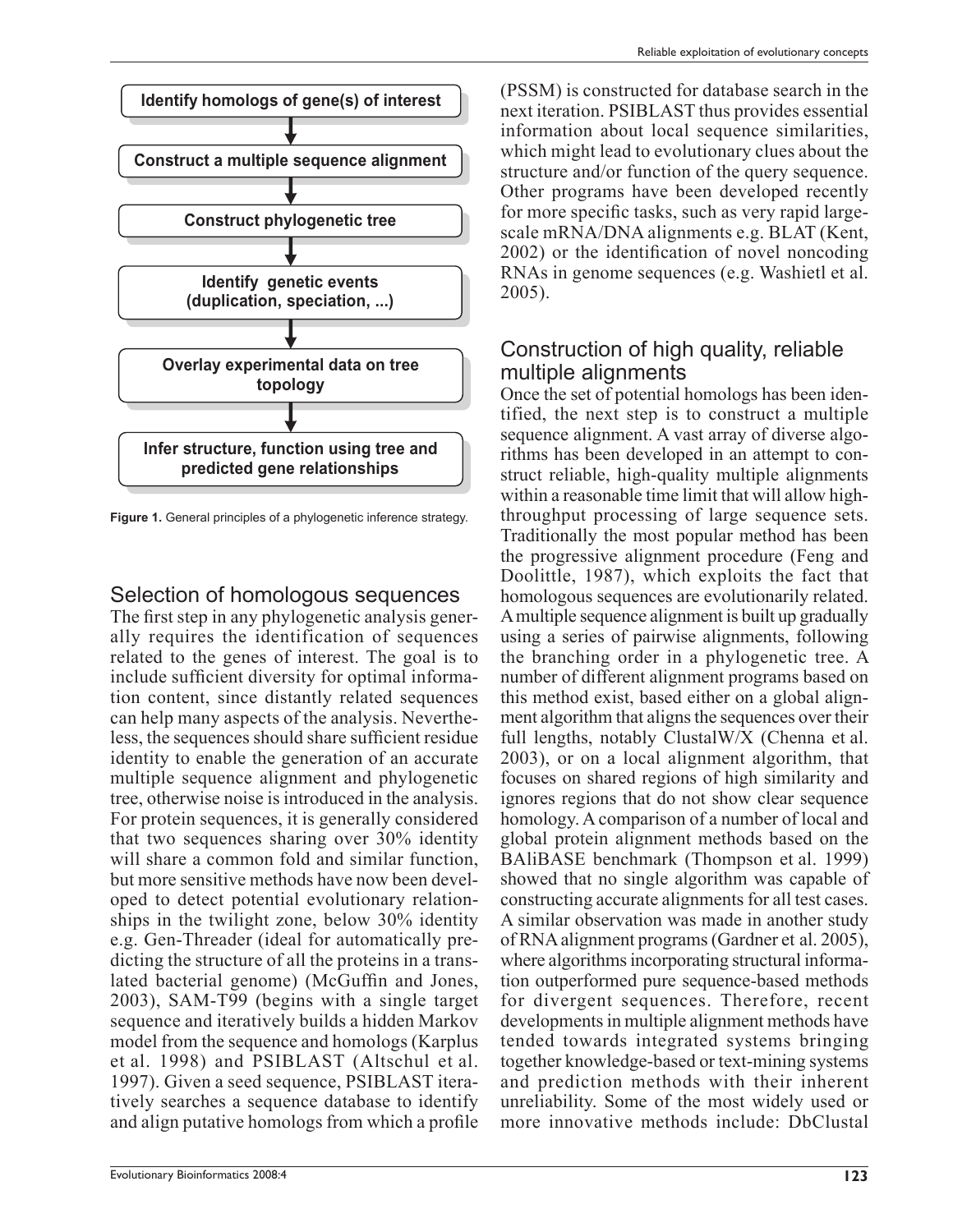Identify homologs of gene(s) of interest

Construct a multiple sequence alignment

Construct phylogenetic tree

Identify genetic events (duplication, speciation, ...)

Overlay experimental data on tree topology

Infer structure, function using tree and predicted gene relationships

**Figure 1.** General principles of a phylogenetic inference strategy.

## Selection of homologous sequences

The first step in any phylogenetic analysis generally requires the identification of sequences related to the genes of interest. The goal is to include sufficient diversity for optimal information content, since distantly related sequences can help many aspects of the analysis. Nevertheless, the sequences should share sufficient residue identity to enable the generation of an accurate multiple sequence alignment and phylogenetic tree, otherwise noise is introduced in the analysis. For protein sequences, it is generally considered that two sequences sharing over 30% identity will share a common fold and similar function, but more sensitive methods have now been developed to detect potential evolutionary relationships in the twilight zone, below 30% identity e.g. Gen-Threader (ideal for automatically predicting the structure of all the proteins in a translated bacterial genome) (McGuffin and Jones, 2003), SAM-T99 (begins with a single target sequence and iteratively builds a hidden Markov model from the sequence and homologs (Karplus et al. 1998) and PSIBLAST (Altschul et al. 1997). Given a seed sequence, PSIBLAST iteratively searches a sequence database to identify and align putative homologs from which a profile (PSSM) is constructed for database search in the next iteration. PSIBLAST thus provides essential information about local sequence similarities, which might lead to evolutionary clues about the structure and/or function of the query sequence. Other programs have been developed recently for more specific tasks, such as very rapid large-scale mRNA/DNA alignments e.g. BLAT (Kent, 2002) or the identification of novel noncoding RNAs in genome sequences (e.g. Washietl et al. 2005).

## Construction of high quality, reliable multiple alignments

Once the set of potential homologs has been identified, the next step is to construct a multiple sequence alignment. A vast array of diverse algorithms has been developed in an attempt to construct reliable, high-quality multiple alignments within a reasonable time limit that will allow high-throughput processing of large sequence sets. Traditionally the most popular method has been the progressive alignment procedure (Feng and Doolittle, 1987), which exploits the fact that homologous sequences are evolutionarily related. A multiple sequence alignment is built up gradually using a series of pairwise alignments, following the branching order in a phylogenetic tree. A number of different alignment programs based on this method exist, based either on a global alignment algorithm that aligns the sequences over their full lengths, notably ClustalW/X (Chenna et al. 2003), or on a local alignment algorithm, that focuses on shared regions of high similarity and ignores regions that do not show clear sequence homology. A comparison of a number of local and global protein alignment methods based on the BAliBASE benchmark (Thompson et al. 1999) showed that no single algorithm was capable of constructing accurate alignments for all test cases. A similar observation was made in another study of RNA alignment programs (Gardner et al. 2005), where algorithms incorporating structural information outperformed pure sequence-based methods for divergent sequences. Therefore, recent developments in multiple alignment methods have tended towards integrated systems bringing together knowledge-based or text-mining systems and prediction methods with their inherent unreliability. Some of the most widely used or more innovative methods include: DbClustal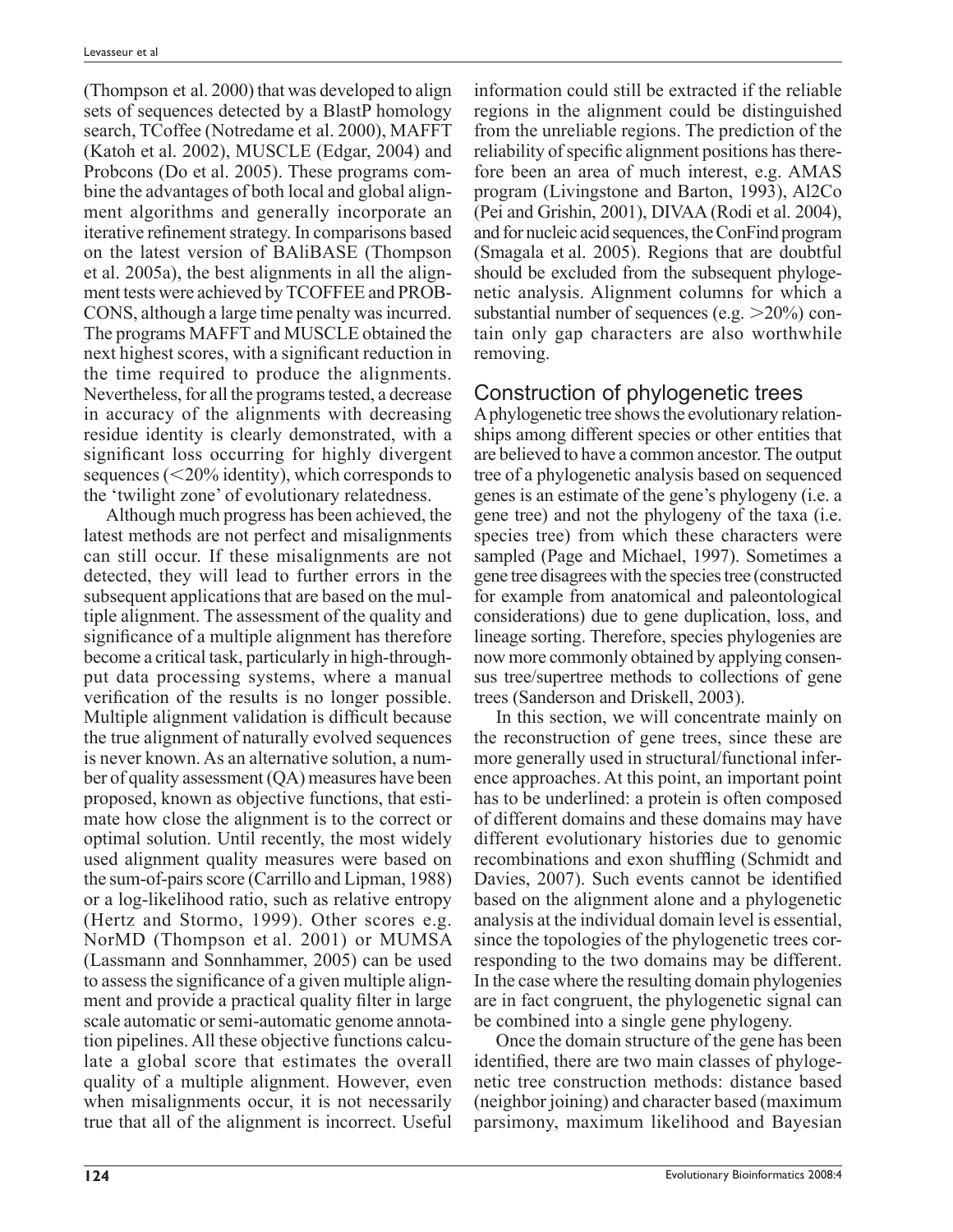(Thompson et al. 2000) that was developed to align sets of sequences detected by a BlastP homology search, TCoffee (Notredame et al. 2000), MAFFT (Katoh et al. 2002), MUSCLE (Edgar, 2004) and Probcons (Do et al. 2005). These programs combine the advantages of both local and global alignment algorithms and generally incorporate an iterative refinement strategy. In comparisons based on the latest version of BAliBASE (Thompson et al. 2005a), the best alignments in all the alignment tests were achieved by TCOFFEE and PROBCONS, although a large time penalty was incurred. The programs MAFFT and MUSCLE obtained the next highest scores, with a significant reduction in the time required to produce the alignments. Nevertheless, for all the programs tested, a decrease in accuracy of the alignments with decreasing residue identity is clearly demonstrated, with a significant loss occurring for highly divergent sequences (<20% identity), which corresponds to the 'twilight zone' of evolutionary relatedness.

Although much progress has been achieved, the latest methods are not perfect and misalignments can still occur. If these misalignments are not detected, they will lead to further errors in the subsequent applications that are based on the multiple alignment. The assessment of the quality and significance of a multiple alignment has therefore become a critical task, particularly in high-throughput data processing systems, where a manual verification of the results is no longer possible. Multiple alignment validation is difficult because the true alignment of naturally evolved sequences is never known. As an alternative solution, a number of quality assessment (QA) measures have been proposed, known as objective functions, that estimate how close the alignment is to the correct or optimal solution. Until recently, the most widely used alignment quality measures were based on the sum-of-pairs score (Carrillo and Lipman, 1988) or a log-likelihood ratio, such as relative entropy (Hertz and Stormo, 1999). Other scores e.g. NorMD (Thompson et al. 2001) or MUMSA (Lassmann and Sonnhammer, 2005) can be used to assess the significance of a given multiple alignment and provide a practical quality filter in large scale automatic or semi-automatic genome annotation pipelines. All these objective functions calculate a global score that estimates the overall quality of a multiple alignment. However, even when misalignments occur, it is not necessarily true that all of the alignment is incorrect. Useful information could still be extracted if the reliable regions in the alignment could be distinguished from the unreliable regions. The prediction of the reliability of specific alignment positions has therefore been an area of much interest, e.g. AMAS program (Livingstone and Barton, 1993), Al2Co (Pei and Grishin, 2001), DIVAA (Rodi et al. 2004), and for nucleic acid sequences, the ConFind program (Smagala et al. 2005). Regions that are doubtful should be excluded from the subsequent phylogenetic analysis. Alignment columns for which a substantial number of sequences (e.g. >20%) contain only gap characters are also worthwhile removing.

## Construction of phylogenetic trees

A phylogenetic tree shows the evolutionary relationships among different species or other entities that are believed to have a common ancestor. The output tree of a phylogenetic analysis based on sequenced genes is an estimate of the gene's phylogeny (i.e. a gene tree) and not the phylogeny of the taxa (i.e. species tree) from which these characters were sampled (Page and Michael, 1997). Sometimes a gene tree disagrees with the species tree (constructed for example from anatomical and paleontological considerations) due to gene duplication, loss, and lineage sorting. Therefore, species phylogenies are now more commonly obtained by applying consensus tree/supertree methods to collections of gene trees (Sanderson and Driskell, 2003).

In this section, we will concentrate mainly on the reconstruction of gene trees, since these are more generally used in structural/functional inference approaches. At this point, an important point has to be underlined: a protein is often composed of different domains and these domains may have different evolutionary histories due to genomic recombinations and exon shuffling (Schmidt and Davies, 2007). Such events cannot be identified based on the alignment alone and a phylogenetic analysis at the individual domain level is essential, since the topologies of the phylogenetic trees corresponding to the two domains may be different. In the case where the resulting domain phylogenies are in fact congruent, the phylogenetic signal can be combined into a single gene phylogeny.

Once the domain structure of the gene has been identified, there are two main classes of phylogenetic tree construction methods: distance based (neighbor joining) and character based (maximum parsimony, maximum likelihood and Bayesian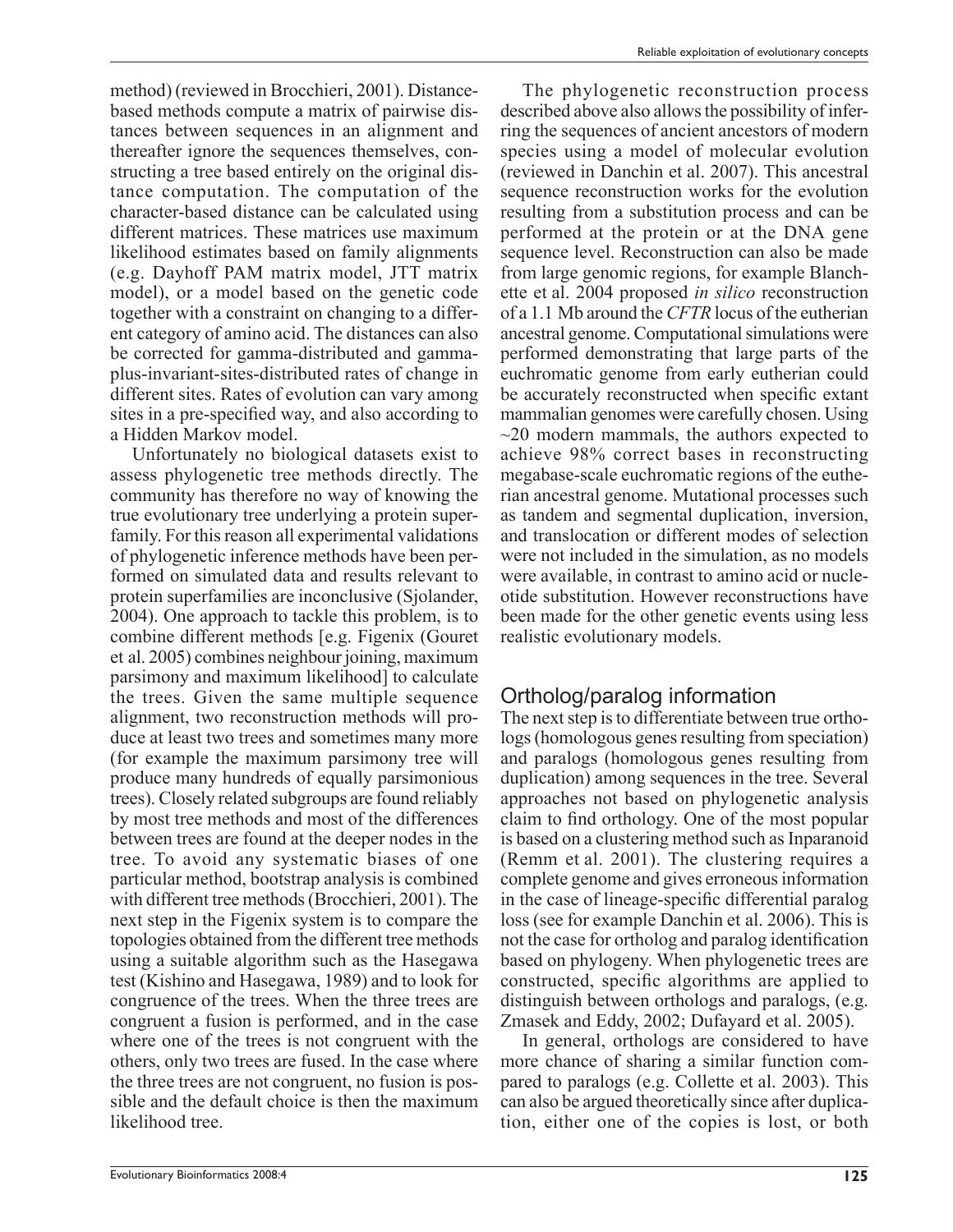method) (reviewed in Brocchieri, 2001). Distance-based methods compute a matrix of pairwise distances between sequences in an alignment and thereafter ignore the sequences themselves, constructing a tree based entirely on the original distance computation. The computation of the character-based distance can be calculated using different matrices. These matrices use maximum likelihood estimates based on family alignments (e.g. Dayhoff PAM matrix model, JTT matrix model), or a model based on the genetic code together with a constraint on changing to a different category of amino acid. The distances can also be corrected for gamma-distributed and gamma-plus-invariant-sites-distributed rates of change in different sites. Rates of evolution can vary among sites in a pre-specified way, and also according to a Hidden Markov model.

Unfortunately no biological datasets exist to assess phylogenetic tree methods directly. The community has therefore no way of knowing the true evolutionary tree underlying a protein superfamily. For this reason all experimental validations of phylogenetic inference methods have been performed on simulated data and results relevant to protein superfamilies are inconclusive (Sjolander, 2004). One approach to tackle this problem, is to combine different methods [e.g. Figenix (Gouret et al. 2005) combines neighbour joining, maximum parsimony and maximum likelihood] to calculate the trees. Given the same multiple sequence alignment, two reconstruction methods will produce at least two trees and sometimes many more (for example the maximum parsimony tree will produce many hundreds of equally parsimonious trees). Closely related subgroups are found reliably by most tree methods and most of the differences between trees are found at the deeper nodes in the tree. To avoid any systematic biases of one particular method, bootstrap analysis is combined with different tree methods (Brocchieri, 2001). The next step in the Figenix system is to compare the topologies obtained from the different tree methods using a suitable algorithm such as the Hasegawa test (Kishino and Hasegawa, 1989) and to look for congruence of the trees. When the three trees are congruent a fusion is performed, and in the case where one of the trees is not congruent with the others, only two trees are fused. In the case where the three trees are not congruent, no fusion is possible and the default choice is then the maximum likelihood tree.

The phylogenetic reconstruction process described above also allows the possibility of inferring the sequences of ancient ancestors of modern species using a model of molecular evolution (reviewed in Danchin et al. 2007). This ancestral sequence reconstruction works for the evolution resulting from a substitution process and can be performed at the protein or at the DNA gene sequence level. Reconstruction can also be made from large genomic regions, for example Blanchette et al. 2004 proposed *in silico* reconstruction of a 1.1 Mb around the *CFTR* locus of the eutherian ancestral genome. Computational simulations were performed demonstrating that large parts of the euchromatic genome from early eutherian could be accurately reconstructed when specific extant mammalian genomes were carefully chosen. Using ~20 modern mammals, the authors expected to achieve 98% correct bases in reconstructing megabase-scale euchromatic regions of the eutherian ancestral genome. Mutational processes such as tandem and segmental duplication, inversion, and translocation or different modes of selection were not included in the simulation, as no models were available, in contrast to amino acid or nucleotide substitution. However reconstructions have been made for the other genetic events using less realistic evolutionary models.

## Ortholog/paralog information

The next step is to differentiate between true orthologs (homologous genes resulting from speciation) and paralogs (homologous genes resulting from duplication) among sequences in the tree. Several approaches not based on phylogenetic analysis claim to find orthology. One of the most popular is based on a clustering method such as Inparanoid (Remm et al. 2001). The clustering requires a complete genome and gives erroneous information in the case of lineage-specific differential paralog loss (see for example Danchin et al. 2006). This is not the case for ortholog and paralog identification based on phylogeny. When phylogenetic trees are constructed, specific algorithms are applied to distinguish between orthologs and paralogs, (e.g. Zmasek and Eddy, 2002; Dufayard et al. 2005).

In general, orthologs are considered to have more chance of sharing a similar function compared to paralogs (e.g. Collette et al. 2003). This can also be argued theoretically since after duplication, either one of the copies is lost, or both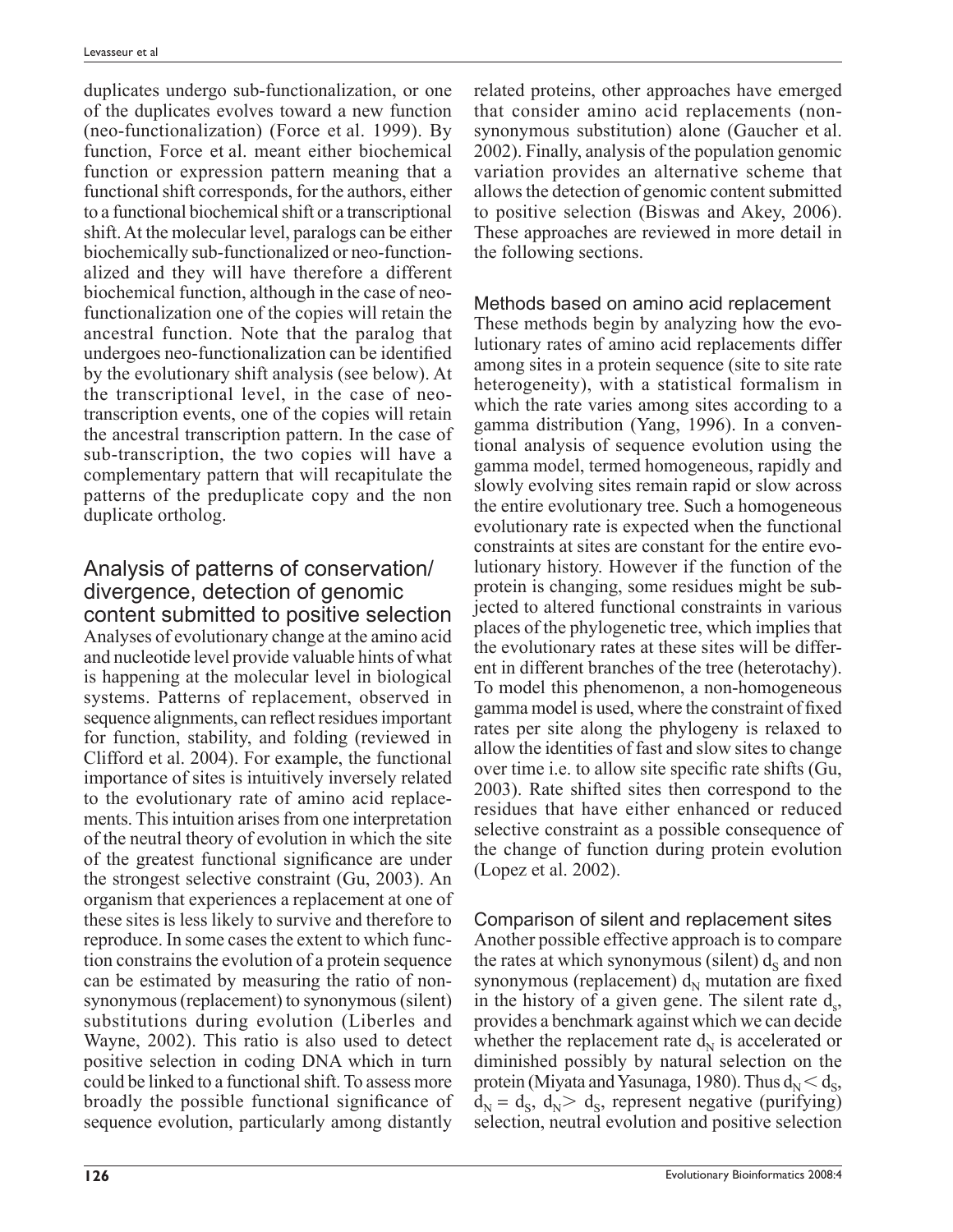duplicates undergo sub-functionalization, or one of the duplicates evolves toward a new function (neo-functionalization) (Force et al. 1999). By function, Force et al. meant either biochemical function or expression pattern meaning that a functional shift corresponds, for the authors, either to a functional biochemical shift or a transcriptional shift. At the molecular level, paralogs can be either biochemically sub-functionalized or neo-functionalized and they will have therefore a different biochemical function, although in the case of neo-functionalization one of the copies will retain the ancestral function. Note that the paralog that undergoes neo-functionalization can be identified by the evolutionary shift analysis (see below). At the transcriptional level, in the case of neo-transcription events, one of the copies will retain the ancestral transcription pattern. In the case of sub-transcription, the two copies will have a complementary pattern that will recapitulate the patterns of the preduplicate copy and the non duplicate ortholog.

## Analysis of patterns of conservation/divergence, detection of genomic content submitted to positive selection

Analyses of evolutionary change at the amino acid and nucleotide level provide valuable hints of what is happening at the molecular level in biological systems. Patterns of replacement, observed in sequence alignments, can reflect residues important for function, stability, and folding (reviewed in Clifford et al. 2004). For example, the functional importance of sites is intuitively inversely related to the evolutionary rate of amino acid replacements. This intuition arises from one interpretation of the neutral theory of evolution in which the site of the greatest functional significance are under the strongest selective constraint (Gu, 2003). An organism that experiences a replacement at one of these sites is less likely to survive and therefore to reproduce. In some cases the extent to which function constrains the evolution of a protein sequence can be estimated by measuring the ratio of non-synonymous (replacement) to synonymous (silent) substitutions during evolution (Liberles and Wayne, 2002). This ratio is also used to detect positive selection in coding DNA which in turn could be linked to a functional shift. To assess more broadly the possible functional significance of sequence evolution, particularly among distantly related proteins, other approaches have emerged that consider amino acid replacements (non-synonymous substitution) alone (Gaucher et al. 2002). Finally, analysis of the population genomic variation provides an alternative scheme that allows the detection of genomic content submitted to positive selection (Biswas and Akey, 2006). These approaches are reviewed in more detail in the following sections.

### Methods based on amino acid replacement

These methods begin by analyzing how the evolutionary rates of amino acid replacements differ among sites in a protein sequence (site to site rate heterogeneity), with a statistical formalism in which the rate varies among sites according to a gamma distribution (Yang, 1996). In a conventional analysis of sequence evolution using the gamma model, termed homogeneous, rapidly and slowly evolving sites remain rapid or slow across the entire evolutionary tree. Such a homogeneous evolutionary rate is expected when the functional constraints at sites are constant for the entire evolutionary history. However if the function of the protein is changing, some residues might be subjected to altered functional constraints in various places of the phylogenetic tree, which implies that the evolutionary rates at these sites will be different in different branches of the tree (heterotachy). To model this phenomenon, a non-homogeneous gamma model is used, where the constraint of fixed rates per site along the phylogeny is relaxed to allow the identities of fast and slow sites to change over time i.e. to allow site specific rate shifts (Gu, 2003). Rate shifted sites then correspond to the residues that have either enhanced or reduced selective constraint as a possible consequence of the change of function during protein evolution (Lopez et al. 2002).

### Comparison of silent and replacement sites

Another possible effective approach is to compare the rates at which synonymous (silent) $d_S$ and non synonymous (replacement) $d_N$ mutation are fixed in the history of a given gene. The silent rate $d_s$, provides a benchmark against which we can decide whether the replacement rate $d_N$ is accelerated or diminished possibly by natural selection on the protein (Miyata and Yasunaga, 1980). Thus $d_N < d_S$, $d_N = d_S$, $d_N > d_S$, represent negative (purifying) selection, neutral evolution and positive selection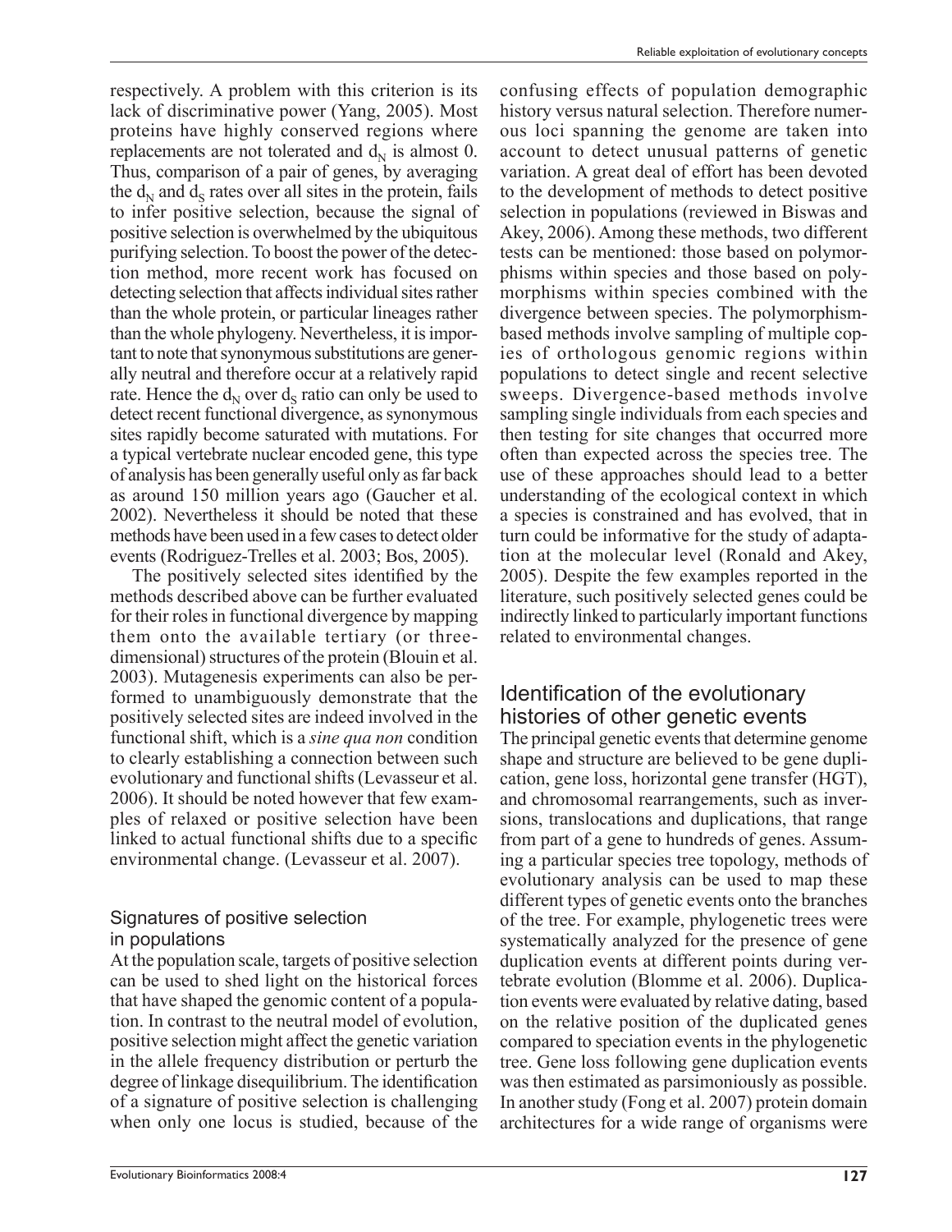respectively. A problem with this criterion is its lack of discriminative power (Yang, 2005). Most proteins have highly conserved regions where replacements are not tolerated and $d_N$ is almost 0. Thus, comparison of a pair of genes, by averaging the $d_N$ and $d_S$ rates over all sites in the protein, fails to infer positive selection, because the signal of positive selection is overwhelmed by the ubiquitous purifying selection. To boost the power of the detection method, more recent work has focused on detecting selection that affects individual sites rather than the whole protein, or particular lineages rather than the whole phylogeny. Nevertheless, it is important to note that synonymous substitutions are generally neutral and therefore occur at a relatively rapid rate. Hence the $d_N$ over $d_S$ ratio can only be used to detect recent functional divergence, as synonymous sites rapidly become saturated with mutations. For a typical vertebrate nuclear encoded gene, this type of analysis has been generally useful only as far back as around 150 million years ago (Gaucher et al. 2002). Nevertheless it should be noted that these methods have been used in a few cases to detect older events (Rodriguez-Trelles et al. 2003; Bos, 2005).

The positively selected sites identified by the methods described above can be further evaluated for their roles in functional divergence by mapping them onto the available tertiary (or three-dimensional) structures of the protein (Blouin et al. 2003). Mutagenesis experiments can also be performed to unambiguously demonstrate that the positively selected sites are indeed involved in the functional shift, which is a *sine qua non* condition to clearly establishing a connection between such evolutionary and functional shifts (Levasseur et al. 2006). It should be noted however that few examples of relaxed or positive selection have been linked to actual functional shifts due to a specific environmental change. (Levasseur et al. 2007).

### Signatures of positive selection in populations

At the population scale, targets of positive selection can be used to shed light on the historical forces that have shaped the genomic content of a population. In contrast to the neutral model of evolution, positive selection might affect the genetic variation in the allele frequency distribution or perturb the degree of linkage disequilibrium. The identification of a signature of positive selection is challenging when only one locus is studied, because of the confusing effects of population demographic history versus natural selection. Therefore numerous loci spanning the genome are taken into account to detect unusual patterns of genetic variation. A great deal of effort has been devoted to the development of methods to detect positive selection in populations (reviewed in Biswas and Akey, 2006). Among these methods, two different tests can be mentioned: those based on polymorphisms within species and those based on polymorphisms within species combined with the divergence between species. The polymorphism-based methods involve sampling of multiple copies of orthologous genomic regions within populations to detect single and recent selective sweeps. Divergence-based methods involve sampling single individuals from each species and then testing for site changes that occurred more often than expected across the species tree. The use of these approaches should lead to a better understanding of the ecological context in which a species is constrained and has evolved, that in turn could be informative for the study of adaptation at the molecular level (Ronald and Akey, 2005). Despite the few examples reported in the literature, such positively selected genes could be indirectly linked to particularly important functions related to environmental changes.

## Identification of the evolutionary histories of other genetic events

The principal genetic events that determine genome shape and structure are believed to be gene duplication, gene loss, horizontal gene transfer (HGT), and chromosomal rearrangements, such as inversions, translocations and duplications, that range from part of a gene to hundreds of genes. Assuming a particular species tree topology, methods of evolutionary analysis can be used to map these different types of genetic events onto the branches of the tree. For example, phylogenetic trees were systematically analyzed for the presence of gene duplication events at different points during vertebrate evolution (Blomme et al. 2006). Duplication events were evaluated by relative dating, based on the relative position of the duplicated genes compared to speciation events in the phylogenetic tree. Gene loss following gene duplication events was then estimated as parsimoniously as possible. In another study (Fong et al. 2007) protein domain architectures for a wide range of organisms were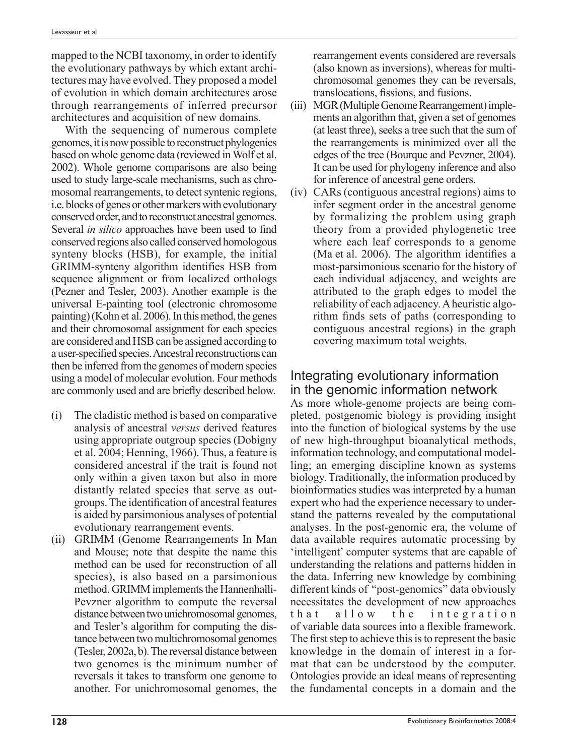mapped to the NCBI taxonomy, in order to identify the evolutionary pathways by which extant architectures may have evolved. They proposed a model of evolution in which domain architectures arose through rearrangements of inferred precursor architectures and acquisition of new domains.

With the sequencing of numerous complete genomes, it is now possible to reconstruct phylogenies based on whole genome data (reviewed in Wolf et al. 2002). Whole genome comparisons are also being used to study large-scale mechanisms, such as chromosomal rearrangements, to detect syntenic regions, i.e. blocks of genes or other markers with evolutionary conserved order, and to reconstruct ancestral genomes. Several *in silico* approaches have been used to find conserved regions also called conserved homologous synteny blocks (HSB), for example, the initial GRIMM-synteny algorithm identifies HSB from sequence alignment or from localized orthologs (Pezner and Tesler, 2003). Another example is the universal E-painting tool (electronic chromosome painting) (Kohn et al. 2006). In this method, the genes and their chromosomal assignment for each species are considered and HSB can be assigned according to a user-specified species. Ancestral reconstructions can then be inferred from the genomes of modern species using a model of molecular evolution. Four methods are commonly used and are briefly described below.

(i) The cladistic method is based on comparative analysis of ancestral *versus* derived features using appropriate outgroup species (Dobigny et al. 2004; Henning, 1966). Thus, a feature is considered ancestral if the trait is found not only within a given taxon but also in more distantly related species that serve as outgroups. The identification of ancestral features is aided by parsimonious analyses of potential evolutionary rearrangement events.

(ii) GRIMM (Genome Rearrangements In Man and Mouse; note that despite the name this method can be used for reconstruction of all species), is also based on a parsimonious method. GRIMM implements the Hannenhalli-Pevzner algorithm to compute the reversal distance between two unichromosomal genomes, and Tesler's algorithm for computing the distance between two multichromosomal genomes (Tesler, 2002a, b). The reversal distance between two genomes is the minimum number of reversals it takes to transform one genome to another. For unichromosomal genomes, the rearrangement events considered are reversals (also known as inversions), whereas for multichromosomal genomes they can be reversals, translocations, fissions, and fusions.

(iii) MGR (Multiple Genome Rearrangement) implements an algorithm that, given a set of genomes (at least three), seeks a tree such that the sum of the rearrangements is minimized over all the edges of the tree (Bourque and Pevzner, 2004). It can be used for phylogeny inference and also for inference of ancestral gene orders.

(iv) CARs (contiguous ancestral regions) aims to infer segment order in the ancestral genome by formalizing the problem using graph theory from a provided phylogenetic tree where each leaf corresponds to a genome (Ma et al. 2006). The algorithm identifies a most-parsimonious scenario for the history of each individual adjacency, and weights are attributed to the graph edges to model the reliability of each adjacency. A heuristic algorithm finds sets of paths (corresponding to contiguous ancestral regions) in the graph covering maximum total weights.

## Integrating evolutionary information in the genomic information network

As more whole-genome projects are being completed, postgenomic biology is providing insight into the function of biological systems by the use of new high-throughput bioanalytical methods, information technology, and computational modelling; an emerging discipline known as systems biology. Traditionally, the information produced by bioinformatics studies was interpreted by a human expert who had the experience necessary to understand the patterns revealed by the computational analyses. In the post-genomic era, the volume of data available requires automatic processing by 'intelligent' computer systems that are capable of understanding the relations and patterns hidden in the data. Inferring new knowledge by combining different kinds of "post-genomics" data obviously necessitates the development of new approaches that allow the integration of variable data sources into a flexible framework. The first step to achieve this is to represent the basic knowledge in the domain of interest in a format that can be understood by the computer. Ontologies provide an ideal means of representing the fundamental concepts in a domain and the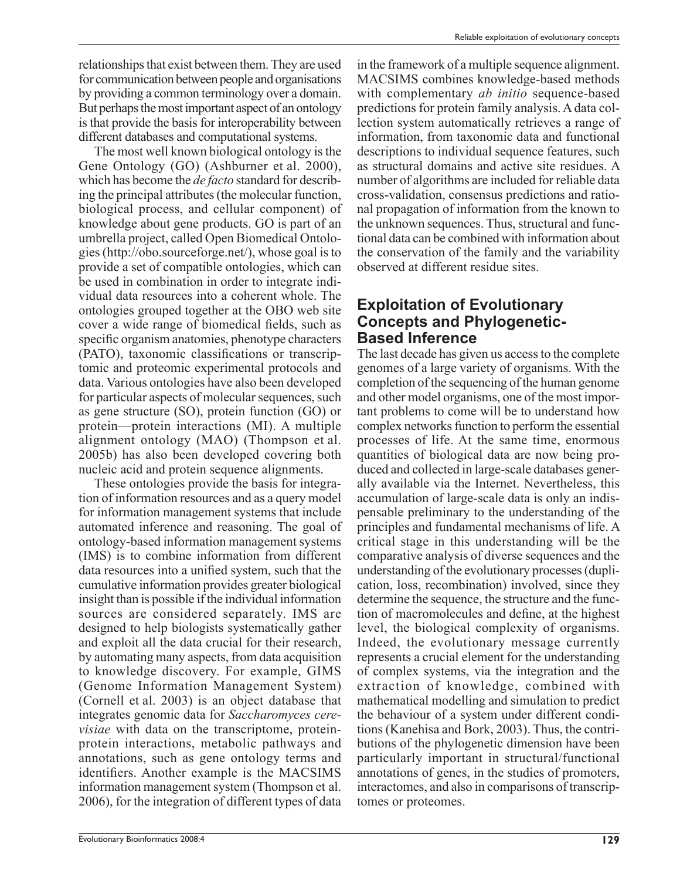relationships that exist between them. They are used for communication between people and organisations by providing a common terminology over a domain. But perhaps the most important aspect of an ontology is that provide the basis for interoperability between different databases and computational systems.

The most well known biological ontology is the Gene Ontology (GO) (Ashburner et al. 2000), which has become the *de facto* standard for describing the principal attributes (the molecular function, biological process, and cellular component) of knowledge about gene products. GO is part of an umbrella project, called Open Biomedical Ontologies (http://obo.sourceforge.net/), whose goal is to provide a set of compatible ontologies, which can be used in combination in order to integrate individual data resources into a coherent whole. The ontologies grouped together at the OBO web site cover a wide range of biomedical fields, such as specific organism anatomies, phenotype characters (PATO), taxonomic classifications or transcriptomic and proteomic experimental protocols and data. Various ontologies have also been developed for particular aspects of molecular sequences, such as gene structure (SO), protein function (GO) or protein—protein interactions (MI). A multiple alignment ontology (MAO) (Thompson et al. 2005b) has also been developed covering both nucleic acid and protein sequence alignments.

These ontologies provide the basis for integration of information resources and as a query model for information management systems that include automated inference and reasoning. The goal of ontology-based information management systems (IMS) is to combine information from different data resources into a unified system, such that the cumulative information provides greater biological insight than is possible if the individual information sources are considered separately. IMS are designed to help biologists systematically gather and exploit all the data crucial for their research, by automating many aspects, from data acquisition to knowledge discovery. For example, GIMS (Genome Information Management System) (Cornell et al. 2003) is an object database that integrates genomic data for *Saccharomyces cerevisiae* with data on the transcriptome, protein-protein interactions, metabolic pathways and annotations, such as gene ontology terms and identifiers. Another example is the MACSIMS information management system (Thompson et al. 2006), for the integration of different types of data in the framework of a multiple sequence alignment. MACSIMS combines knowledge-based methods with complementary *ab initio* sequence-based predictions for protein family analysis. A data collection system automatically retrieves a range of information, from taxonomic data and functional descriptions to individual sequence features, such as structural domains and active site residues. A number of algorithms are included for reliable data cross-validation, consensus predictions and rational propagation of information from the known to the unknown sequences. Thus, structural and functional data can be combined with information about the conservation of the family and the variability observed at different residue sites.

## Exploitation of Evolutionary Concepts and Phylogenetic-Based Inference

The last decade has given us access to the complete genomes of a large variety of organisms. With the completion of the sequencing of the human genome and other model organisms, one of the most important problems to come will be to understand how complex networks function to perform the essential processes of life. At the same time, enormous quantities of biological data are now being produced and collected in large-scale databases generally available via the Internet. Nevertheless, this accumulation of large-scale data is only an indispensable preliminary to the understanding of the principles and fundamental mechanisms of life. A critical stage in this understanding will be the comparative analysis of diverse sequences and the understanding of the evolutionary processes (duplication, loss, recombination) involved, since they determine the sequence, the structure and the function of macromolecules and define, at the highest level, the biological complexity of organisms. Indeed, the evolutionary message currently represents a crucial element for the understanding of complex systems, via the integration and the extraction of knowledge, combined with mathematical modelling and simulation to predict the behaviour of a system under different conditions (Kanehisa and Bork, 2003). Thus, the contributions of the phylogenetic dimension have been particularly important in structural/functional annotations of genes, in the studies of promoters, interactomes, and also in comparisons of transcriptomes or proteomes.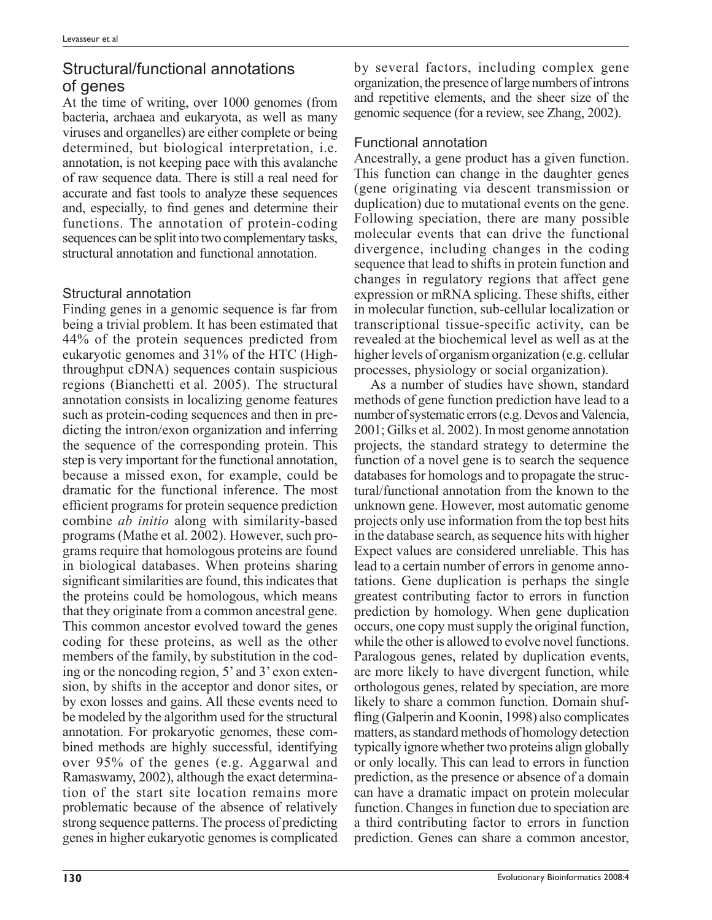## Structural/functional annotations of genes

At the time of writing, over 1000 genomes (from bacteria, archaea and eukaryota, as well as many viruses and organelles) are either complete or being determined, but biological interpretation, i.e. annotation, is not keeping pace with this avalanche of raw sequence data. There is still a real need for accurate and fast tools to analyze these sequences and, especially, to find genes and determine their functions. The annotation of protein-coding sequences can be split into two complementary tasks, structural annotation and functional annotation.

### Structural annotation

Finding genes in a genomic sequence is far from being a trivial problem. It has been estimated that 44% of the protein sequences predicted from eukaryotic genomes and 31% of the HTC (High-throughput cDNA) sequences contain suspicious regions (Bianchetti et al. 2005). The structural annotation consists in localizing genome features such as protein-coding sequences and then in predicting the intron/exon organization and inferring the sequence of the corresponding protein. This step is very important for the functional annotation, because a missed exon, for example, could be dramatic for the functional inference. The most efficient programs for protein sequence prediction combine *ab initio* along with similarity-based programs (Mathe et al. 2002). However, such programs require that homologous proteins are found in biological databases. When proteins sharing significant similarities are found, this indicates that the proteins could be homologous, which means that they originate from a common ancestral gene. This common ancestor evolved toward the genes coding for these proteins, as well as the other members of the family, by substitution in the coding or the noncoding region, 5' and 3' exon extension, by shifts in the acceptor and donor sites, or by exon losses and gains. All these events need to be modeled by the algorithm used for the structural annotation. For prokaryotic genomes, these combined methods are highly successful, identifying over 95% of the genes (e.g. Aggarwal and Ramaswamy, 2002), although the exact determination of the start site location remains more problematic because of the absence of relatively strong sequence patterns. The process of predicting genes in higher eukaryotic genomes is complicated by several factors, including complex gene organization, the presence of large numbers of introns and repetitive elements, and the sheer size of the genomic sequence (for a review, see Zhang, 2002).

### Functional annotation

Ancestrally, a gene product has a given function. This function can change in the daughter genes (gene originating via descent transmission or duplication) due to mutational events on the gene. Following speciation, there are many possible molecular events that can drive the functional divergence, including changes in the coding sequence that lead to shifts in protein function and changes in regulatory regions that affect gene expression or mRNA splicing. These shifts, either in molecular function, sub-cellular localization or transcriptional tissue-specific activity, can be revealed at the biochemical level as well as at the higher levels of organism organization (e.g. cellular processes, physiology or social organization).

As a number of studies have shown, standard methods of gene function prediction have lead to a number of systematic errors (e.g. Devos and Valencia, 2001; Gilks et al. 2002). In most genome annotation projects, the standard strategy to determine the function of a novel gene is to search the sequence databases for homologs and to propagate the structural/functional annotation from the known to the unknown gene. However, most automatic genome projects only use information from the top best hits in the database search, as sequence hits with higher Expect values are considered unreliable. This has lead to a certain number of errors in genome annotations. Gene duplication is perhaps the single greatest contributing factor to errors in function prediction by homology. When gene duplication occurs, one copy must supply the original function, while the other is allowed to evolve novel functions. Paralogous genes, related by duplication events, are more likely to have divergent function, while orthologous genes, related by speciation, are more likely to share a common function. Domain shuffling (Galperin and Koonin, 1998) also complicates matters, as standard methods of homology detection typically ignore whether two proteins align globally or only locally. This can lead to errors in function prediction, as the presence or absence of a domain can have a dramatic impact on protein molecular function. Changes in function due to speciation are a third contributing factor to errors in function prediction. Genes can share a common ancestor,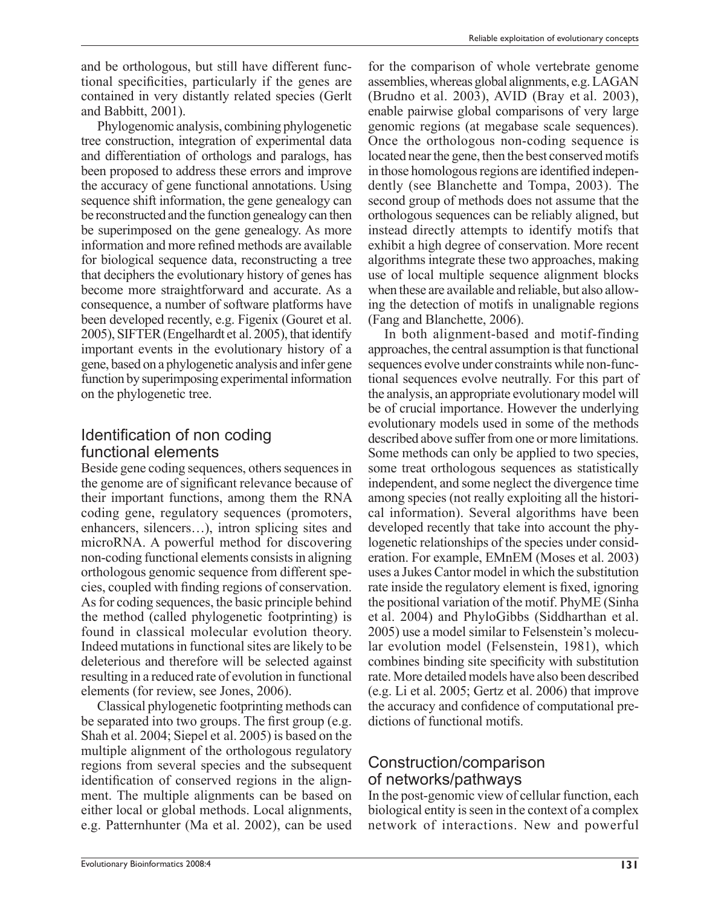and be orthologous, but still have different functional specificities, particularly if the genes are contained in very distantly related species (Gerlt and Babbitt, 2001).

Phylogenomic analysis, combining phylogenetic tree construction, integration of experimental data and differentiation of orthologs and paralogs, has been proposed to address these errors and improve the accuracy of gene functional annotations. Using sequence shift information, the gene genealogy can be reconstructed and the function genealogy can then be superimposed on the gene genealogy. As more information and more refined methods are available for biological sequence data, reconstructing a tree that deciphers the evolutionary history of genes has become more straightforward and accurate. As a consequence, a number of software platforms have been developed recently, e.g. Figenix (Gouret et al. 2005), SIFTER (Engelhardt et al. 2005), that identify important events in the evolutionary history of a gene, based on a phylogenetic analysis and infer gene function by superimposing experimental information on the phylogenetic tree.

## Identification of non coding functional elements

Beside gene coding sequences, others sequences in the genome are of significant relevance because of their important functions, among them the RNA coding gene, regulatory sequences (promoters, enhancers, silencers…), intron splicing sites and microRNA. A powerful method for discovering non-coding functional elements consists in aligning orthologous genomic sequence from different species, coupled with finding regions of conservation. As for coding sequences, the basic principle behind the method (called phylogenetic footprinting) is found in classical molecular evolution theory. Indeed mutations in functional sites are likely to be deleterious and therefore will be selected against resulting in a reduced rate of evolution in functional elements (for review, see Jones, 2006).

Classical phylogenetic footprinting methods can be separated into two groups. The first group (e.g. Shah et al. 2004; Siepel et al. 2005) is based on the multiple alignment of the orthologous regulatory regions from several species and the subsequent identification of conserved regions in the alignment. The multiple alignments can be based on either local or global methods. Local alignments, e.g. Patternhunter (Ma et al. 2002), can be used for the comparison of whole vertebrate genome assemblies, whereas global alignments, e.g. LAGAN (Brudno et al. 2003), AVID (Bray et al. 2003), enable pairwise global comparisons of very large genomic regions (at megabase scale sequences). Once the orthologous non-coding sequence is located near the gene, then the best conserved motifs in those homologous regions are identified independently (see Blanchette and Tompa, 2003). The second group of methods does not assume that the orthologous sequences can be reliably aligned, but instead directly attempts to identify motifs that exhibit a high degree of conservation. More recent algorithms integrate these two approaches, making use of local multiple sequence alignment blocks when these are available and reliable, but also allowing the detection of motifs in unalignable regions (Fang and Blanchette, 2006).

In both alignment-based and motif-finding approaches, the central assumption is that functional sequences evolve under constraints while non-functional sequences evolve neutrally. For this part of the analysis, an appropriate evolutionary model will be of crucial importance. However the underlying evolutionary models used in some of the methods described above suffer from one or more limitations. Some methods can only be applied to two species, some treat orthologous sequences as statistically independent, and some neglect the divergence time among species (not really exploiting all the historical information). Several algorithms have been developed recently that take into account the phylogenetic relationships of the species under consideration. For example, EMnEM (Moses et al. 2003) uses a Jukes Cantor model in which the substitution rate inside the regulatory element is fixed, ignoring the positional variation of the motif. PhyME (Sinha et al. 2004) and PhyloGibbs (Siddharthan et al. 2005) use a model similar to Felsenstein's molecular evolution model (Felsenstein, 1981), which combines binding site specificity with substitution rate. More detailed models have also been described (e.g. Li et al. 2005; Gertz et al. 2006) that improve the accuracy and confidence of computational predictions of functional motifs.

## Construction/comparison of networks/pathways

In the post-genomic view of cellular function, each biological entity is seen in the context of a complex network of interactions. New and powerful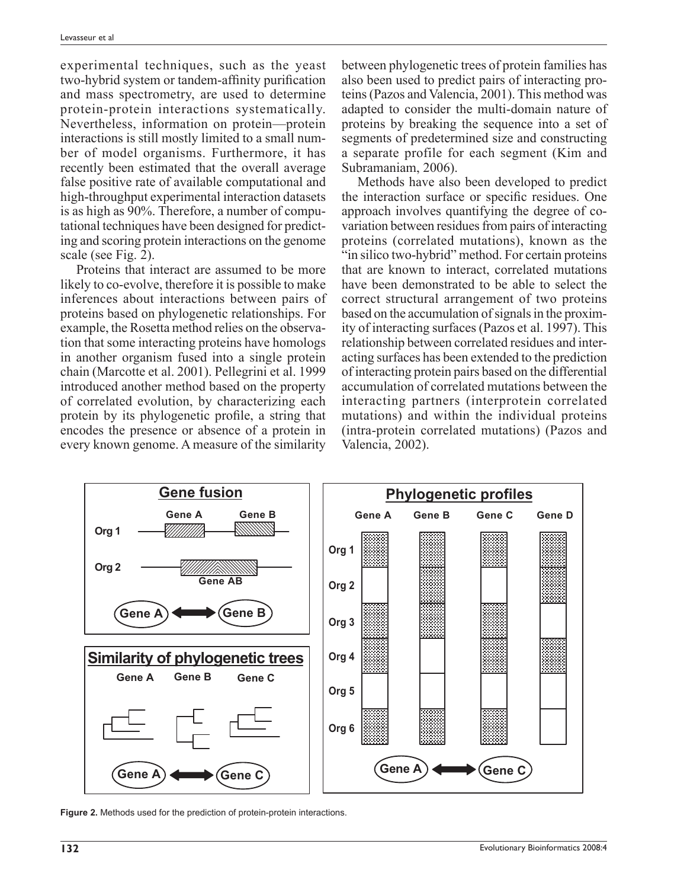experimental techniques, such as the yeast two-hybrid system or tandem-affinity purification and mass spectrometry, are used to determine protein-protein interactions systematically. Nevertheless, information on protein—protein interactions is still mostly limited to a small number of model organisms. Furthermore, it has recently been estimated that the overall average false positive rate of available computational and high-throughput experimental interaction datasets is as high as 90%. Therefore, a number of computational techniques have been designed for predicting and scoring protein interactions on the genome scale (see Fig. 2).

Proteins that interact are assumed to be more likely to co-evolve, therefore it is possible to make inferences about interactions between pairs of proteins based on phylogenetic relationships. For example, the Rosetta method relies on the observation that some interacting proteins have homologs in another organism fused into a single protein chain (Marcotte et al. 2001). Pellegrini et al. 1999 introduced another method based on the property of correlated evolution, by characterizing each protein by its phylogenetic profile, a string that encodes the presence or absence of a protein in every known genome. A measure of the similarity between phylogenetic trees of protein families has also been used to predict pairs of interacting proteins (Pazos and Valencia, 2001). This method was adapted to consider the multi-domain nature of proteins by breaking the sequence into a set of segments of predetermined size and constructing a separate profile for each segment (Kim and Subramaniam, 2006).

Methods have also been developed to predict the interaction surface or specific residues. One approach involves quantifying the degree of co-variation between residues from pairs of interacting proteins (correlated mutations), known as the "in silico two-hybrid" method. For certain proteins that are known to interact, correlated mutations have been demonstrated to be able to select the correct structural arrangement of two proteins based on the accumulation of signals in the proximity of interacting surfaces (Pazos et al. 1997). This relationship between correlated residues and interacting surfaces has been extended to the prediction of interacting protein pairs based on the differential accumulation of correlated mutations between the interacting partners (interprotein correlated mutations) and within the individual proteins (intra-protein correlated mutations) (Pazos and Valencia, 2002).

**Figure 2.** Methods used for the prediction of protein-protein interactions.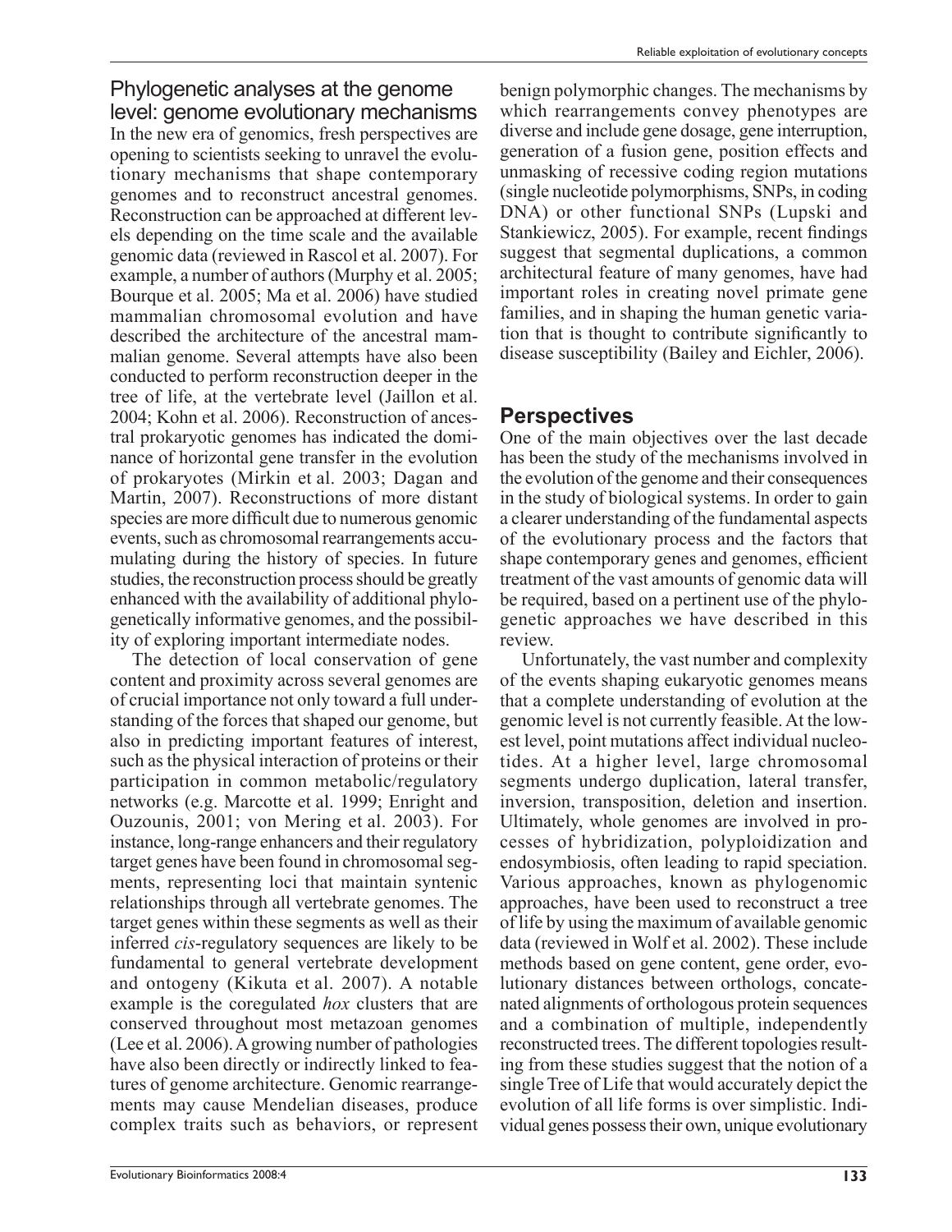## Phylogenetic analyses at the genome level: genome evolutionary mechanisms

In the new era of genomics, fresh perspectives are opening to scientists seeking to unravel the evolutionary mechanisms that shape contemporary genomes and to reconstruct ancestral genomes. Reconstruction can be approached at different levels depending on the time scale and the available genomic data (reviewed in Rascol et al. 2007). For example, a number of authors (Murphy et al. 2005; Bourque et al. 2005; Ma et al. 2006) have studied mammalian chromosomal evolution and have described the architecture of the ancestral mammalian genome. Several attempts have also been conducted to perform reconstruction deeper in the tree of life, at the vertebrate level (Jaillon et al. 2004; Kohn et al. 2006). Reconstruction of ancestral prokaryotic genomes has indicated the dominance of horizontal gene transfer in the evolution of prokaryotes (Mirkin et al. 2003; Dagan and Martin, 2007). Reconstructions of more distant species are more difficult due to numerous genomic events, such as chromosomal rearrangements accumulating during the history of species. In future studies, the reconstruction process should be greatly enhanced with the availability of additional phylogenetically informative genomes, and the possibility of exploring important intermediate nodes.

The detection of local conservation of gene content and proximity across several genomes are of crucial importance not only toward a full understanding of the forces that shaped our genome, but also in predicting important features of interest, such as the physical interaction of proteins or their participation in common metabolic/regulatory networks (e.g. Marcotte et al. 1999; Enright and Ouzounis, 2001; von Mering et al. 2003). For instance, long-range enhancers and their regulatory target genes have been found in chromosomal segments, representing loci that maintain syntenic relationships through all vertebrate genomes. The target genes within these segments as well as their inferred *cis*-regulatory sequences are likely to be fundamental to general vertebrate development and ontogeny (Kikuta et al. 2007). A notable example is the coregulated *hox* clusters that are conserved throughout most metazoan genomes (Lee et al. 2006). A growing number of pathologies have also been directly or indirectly linked to features of genome architecture. Genomic rearrangements may cause Mendelian diseases, produce complex traits such as behaviors, or represent benign polymorphic changes. The mechanisms by which rearrangements convey phenotypes are diverse and include gene dosage, gene interruption, generation of a fusion gene, position effects and unmasking of recessive coding region mutations (single nucleotide polymorphisms, SNPs, in coding DNA) or other functional SNPs (Lupski and Stankiewicz, 2005). For example, recent findings suggest that segmental duplications, a common architectural feature of many genomes, have had important roles in creating novel primate gene families, and in shaping the human genetic variation that is thought to contribute significantly to disease susceptibility (Bailey and Eichler, 2006).

## Perspectives

One of the main objectives over the last decade has been the study of the mechanisms involved in the evolution of the genome and their consequences in the study of biological systems. In order to gain a clearer understanding of the fundamental aspects of the evolutionary process and the factors that shape contemporary genes and genomes, efficient treatment of the vast amounts of genomic data will be required, based on a pertinent use of the phylogenetic approaches we have described in this review.

Unfortunately, the vast number and complexity of the events shaping eukaryotic genomes means that a complete understanding of evolution at the genomic level is not currently feasible. At the lowest level, point mutations affect individual nucleotides. At a higher level, large chromosomal segments undergo duplication, lateral transfer, inversion, transposition, deletion and insertion. Ultimately, whole genomes are involved in processes of hybridization, polyploidization and endosymbiosis, often leading to rapid speciation. Various approaches, known as phylogenomic approaches, have been used to reconstruct a tree of life by using the maximum of available genomic data (reviewed in Wolf et al. 2002). These include methods based on gene content, gene order, evolutionary distances between orthologs, concatenated alignments of orthologous protein sequences and a combination of multiple, independently reconstructed trees. The different topologies resulting from these studies suggest that the notion of a single Tree of Life that would accurately depict the evolution of all life forms is over simplistic. Individual genes possess their own, unique evolutionary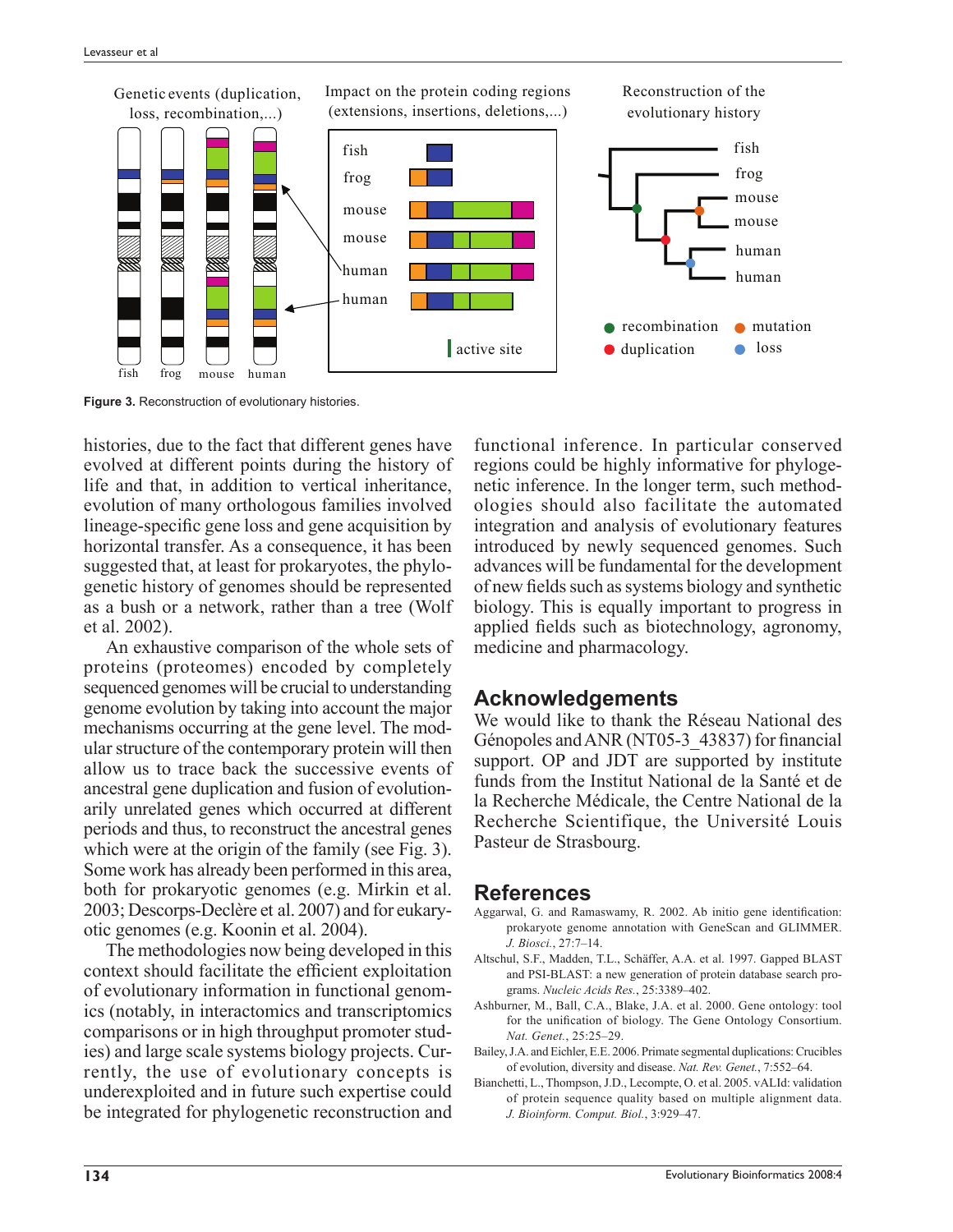Figure 3. Reconstruction of evolutionary histories.

histories, due to the fact that different genes have evolved at different points during the history of life and that, in addition to vertical inheritance, evolution of many orthologous families involved lineage-specific gene loss and gene acquisition by horizontal transfer. As a consequence, it has been suggested that, at least for prokaryotes, the phylogenetic history of genomes should be represented as a bush or a network, rather than a tree (Wolf et al. 2002).

An exhaustive comparison of the whole sets of proteins (proteomes) encoded by completely sequenced genomes will be crucial to understanding genome evolution by taking into account the major mechanisms occurring at the gene level. The modular structure of the contemporary protein will then allow us to trace back the successive events of ancestral gene duplication and fusion of evolutionarily unrelated genes which occurred at different periods and thus, to reconstruct the ancestral genes which were at the origin of the family (see Fig. 3). Some work has already been performed in this area, both for prokaryotic genomes (e.g. Mirkin et al. 2003; Descorps-Declère et al. 2007) and for eukaryotic genomes (e.g. Koonin et al. 2004).

The methodologies now being developed in this context should facilitate the efficient exploitation of evolutionary information in functional genomics (notably, in interactomics and transcriptomics comparisons or in high throughput promoter studies) and large scale systems biology projects. Currently, the use of evolutionary concepts is underexploited and in future such expertise could be integrated for phylogenetic reconstruction and functional inference. In particular conserved regions could be highly informative for phylogenetic inference. In the longer term, such methodologies should also facilitate the automated integration and analysis of evolutionary features introduced by newly sequenced genomes. Such advances will be fundamental for the development of new fields such as systems biology and synthetic biology. This is equally important to progress in applied fields such as biotechnology, agronomy, medicine and pharmacology.

## Acknowledgements

We would like to thank the Réseau National des Génopoles and ANR (NT05-3_43837) for financial support. OP and JDT are supported by institute funds from the Institut National de la Santé et de la Recherche Médicale, the Centre National de la Recherche Scientifique, the Université Louis Pasteur de Strasbourg.

## References

Aggarwal, G. and Ramaswamy, R. 2002. Ab initio gene identification: prokaryote genome annotation with GeneScan and GLIMMER. *J. Biosci.*, 27:7–14.

Altschul, S.F., Madden, T.L., Schäffer, A.A. et al. 1997. Gapped BLAST and PSI-BLAST: a new generation of protein database search programs. *Nucleic Acids Res.*, 25:3389–402.

Ashburner, M., Ball, C.A., Blake, J.A. et al. 2000. Gene ontology: tool for the unification of biology. The Gene Ontology Consortium. *Nat. Genet.*, 25:25–29.

Bailey, J.A. and Eichler, E.E. 2006. Primate segmental duplications: Crucibles of evolution, diversity and disease. *Nat. Rev. Genet.*, 7:552–64.

Bianchetti, L., Thompson, J.D., Lecompte, O. et al. 2005. vALId: validation of protein sequence quality based on multiple alignment data. *J. Bioinform. Comput. Biol.*, 3:929–47.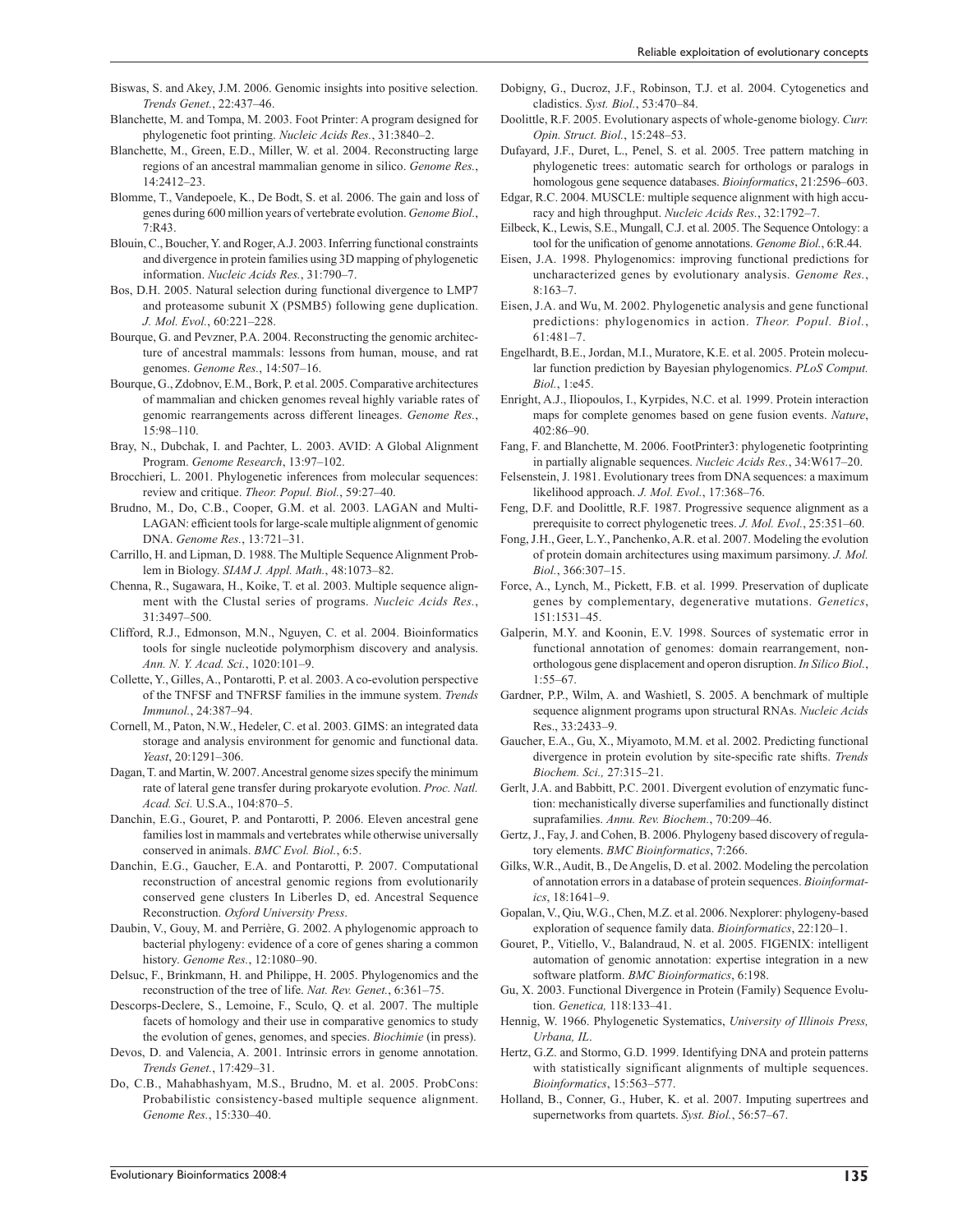Biswas, S. and Akey, J.M. 2006. Genomic insights into positive selection. *Trends Genet.*, 22:437–46.

Blanchette, M. and Tompa, M. 2003. Foot Printer: A program designed for phylogenetic foot printing. *Nucleic Acids Res.*, 31:3840–2.

Blanchette, M., Green, E.D., Miller, W. et al. 2004. Reconstructing large regions of an ancestral mammalian genome in silico. *Genome Res.*, 14:2412–23.

Blomme, T., Vandepoele, K., De Bodt, S. et al. 2006. The gain and loss of genes during 600 million years of vertebrate evolution. *Genome Biol.*, 7:R43.

Blouin, C., Boucher, Y. and Roger, A.J. 2003. Inferring functional constraints and divergence in protein families using 3D mapping of phylogenetic information. *Nucleic Acids Res.*, 31:790–7.

Bos, D.H. 2005. Natural selection during functional divergence to LMP7 and proteasome subunit X (PSMB5) following gene duplication. *J. Mol. Evol.*, 60:221–228.

Bourque, G. and Pevzner, P.A. 2004. Reconstructing the genomic architecture of ancestral mammals: lessons from human, mouse, and rat genomes. *Genome Res.*, 14:507–16.

Bourque, G., Zdobnov, E.M., Bork, P. et al. 2005. Comparative architectures of mammalian and chicken genomes reveal highly variable rates of genomic rearrangements across different lineages. *Genome Res.*, 15:98–110.

Bray, N., Dubchak, I. and Pachter, L. 2003. AVID: A Global Alignment Program. *Genome Research*, 13:97–102.

Brocchieri, L. 2001. Phylogenetic inferences from molecular sequences: review and critique. *Theor. Popul. Biol.*, 59:27–40.

Brudno, M., Do, C.B., Cooper, G.M. et al. 2003. LAGAN and Multi-LAGAN: efficient tools for large-scale multiple alignment of genomic DNA. *Genome Res.*, 13:721–31.

Carrillo, H. and Lipman, D. 1988. The Multiple Sequence Alignment Problem in Biology. *SIAM J. Appl. Math.*, 48:1073–82.

Chenna, R., Sugawara, H., Koike, T. et al. 2003. Multiple sequence alignment with the Clustal series of programs. *Nucleic Acids Res.*, 31:3497–500.

Clifford, R.J., Edmonson, M.N., Nguyen, C. et al. 2004. Bioinformatics tools for single nucleotide polymorphism discovery and analysis. *Ann. N. Y. Acad. Sci.*, 1020:101–9.

Collette, Y., Gilles, A., Pontarotti, P. et al. 2003. A co-evolution perspective of the TNFSF and TNFRSF families in the immune system. *Trends Immunol.*, 24:387–94.

Cornell, M., Paton, N.W., Hedeler, C. et al. 2003. GIMS: an integrated data storage and analysis environment for genomic and functional data. *Yeast*, 20:1291–306.

Dagan, T. and Martin, W. 2007. Ancestral genome sizes specify the minimum rate of lateral gene transfer during prokaryote evolution. *Proc. Natl. Acad. Sci.* U.S.A., 104:870–5.

Danchin, E.G., Gouret, P. and Pontarotti, P. 2006. Eleven ancestral gene families lost in mammals and vertebrates while otherwise universally conserved in animals. *BMC Evol. Biol.*, 6:5.

Danchin, E.G., Gaucher, E.A. and Pontarotti, P. 2007. Computational reconstruction of ancestral genomic regions from evolutionarily conserved gene clusters In Liberles D, ed. Ancestral Sequence Reconstruction. *Oxford University Press*.

Daubin, V., Gouy, M. and Perrière, G. 2002. A phylogenomic approach to bacterial phylogeny: evidence of a core of genes sharing a common history. *Genome Res.*, 12:1080–90.

Delsuc, F., Brinkmann, H. and Philippe, H. 2005. Phylogenomics and the reconstruction of the tree of life. *Nat. Rev. Genet.*, 6:361–75.

Descorps-Declere, S., Lemoine, F., Sculo, Q. et al. 2007. The multiple facets of homology and their use in comparative genomics to study the evolution of genes, genomes, and species. *Biochimie* (in press).

Devos, D. and Valencia, A. 2001. Intrinsic errors in genome annotation. *Trends Genet.*, 17:429–31.

Do, C.B., Mahabhashyam, M.S., Brudno, M. et al. 2005. ProbCons: Probabilistic consistency-based multiple sequence alignment. *Genome Res.*, 15:330–40.

Dobigny, G., Ducroz, J.F., Robinson, T.J. et al. 2004. Cytogenetics and cladistics. *Syst. Biol.*, 53:470–84.

Doolittle, R.F. 2005. Evolutionary aspects of whole-genome biology. *Curr. Opin. Struct. Biol.*, 15:248–53.

Dufayard, J.F., Duret, L., Penel, S. et al. 2005. Tree pattern matching in phylogenetic trees: automatic search for orthologs or paralogs in homologous gene sequence databases. *Bioinformatics*, 21:2596–603.

Edgar, R.C. 2004. MUSCLE: multiple sequence alignment with high accuracy and high throughput. *Nucleic Acids Res.*, 32:1792–7.

Eilbeck, K., Lewis, S.E., Mungall, C.J. et al. 2005. The Sequence Ontology: a tool for the unification of genome annotations. *Genome Biol.*, 6:R.44.

Eisen, J.A. 1998. Phylogenomics: improving functional predictions for uncharacterized genes by evolutionary analysis. *Genome Res.*, 8:163–7.

Eisen, J.A. and Wu, M. 2002. Phylogenetic analysis and gene functional predictions: phylogenomics in action. *Theor. Popul. Biol.*, 61:481–7.

Engelhardt, B.E., Jordan, M.I., Muratore, K.E. et al. 2005. Protein molecular function prediction by Bayesian phylogenomics. *PLoS Comput. Biol.*, 1:e45.

Enright, A.J., Iliopoulos, I., Kyrpides, N.C. et al. 1999. Protein interaction maps for complete genomes based on gene fusion events. *Nature*, 402:86–90.

Fang, F. and Blanchette, M. 2006. FootPrinter3: phylogenetic footprinting in partially alignable sequences. *Nucleic Acids Res.*, 34:W617–20.

Felsenstein, J. 1981. Evolutionary trees from DNA sequences: a maximum likelihood approach. *J. Mol. Evol.*, 17:368–76.

Feng, D.F. and Doolittle, R.F. 1987. Progressive sequence alignment as a prerequisite to correct phylogenetic trees. *J. Mol. Evol.*, 25:351–60.

Fong, J.H., Geer, L.Y., Panchenko, A.R. et al. 2007. Modeling the evolution of protein domain architectures using maximum parsimony. *J. Mol. Biol.*, 366:307–15.

Force, A., Lynch, M., Pickett, F.B. et al. 1999. Preservation of duplicate genes by complementary, degenerative mutations. *Genetics*, 151:1531–45.

Galperin, M.Y. and Koonin, E.V. 1998. Sources of systematic error in functional annotation of genomes: domain rearrangement, non-orthologous gene displacement and operon disruption. *In Silico Biol.*, 1:55–67.

Gardner, P.P., Wilm, A. and Washietl, S. 2005. A benchmark of multiple sequence alignment programs upon structural RNAs. *Nucleic Acids* Res., 33:2433–9.

Gaucher, E.A., Gu, X., Miyamoto, M.M. et al. 2002. Predicting functional divergence in protein evolution by site-specific rate shifts. *Trends Biochem. Sci.,* 27:315–21.

Gerlt, J.A. and Babbitt, P.C. 2001. Divergent evolution of enzymatic function: mechanistically diverse superfamilies and functionally distinct suprafamilies. *Annu. Rev. Biochem.*, 70:209–46.

Gertz, J., Fay, J. and Cohen, B. 2006. Phylogeny based discovery of regulatory elements. *BMC Bioinformatics*, 7:266.

Gilks, W.R., Audit, B., De Angelis, D. et al. 2002. Modeling the percolation of annotation errors in a database of protein sequences. *Bioinformatics*, 18:1641–9.

Gopalan, V., Qiu, W.G., Chen, M.Z. et al. 2006. Nexplorer: phylogeny-based exploration of sequence family data. *Bioinformatics*, 22:120–1.

Gouret, P., Vitiello, V., Balandraud, N. et al. 2005. FIGENIX: intelligent automation of genomic annotation: expertise integration in a new software platform. *BMC Bioinformatics*, 6:198.

Gu, X. 2003. Functional Divergence in Protein (Family) Sequence Evolution. *Genetica,* 118:133–41.

Hennig, W. 1966. Phylogenetic Systematics, *University of Illinois Press, Urbana, IL.*

Hertz, G.Z. and Stormo, G.D. 1999. Identifying DNA and protein patterns with statistically significant alignments of multiple sequences. *Bioinformatics*, 15:563–577.

Holland, B., Conner, G., Huber, K. et al. 2007. Imputing supertrees and supernetworks from quartets. *Syst. Biol.*, 56:57–67.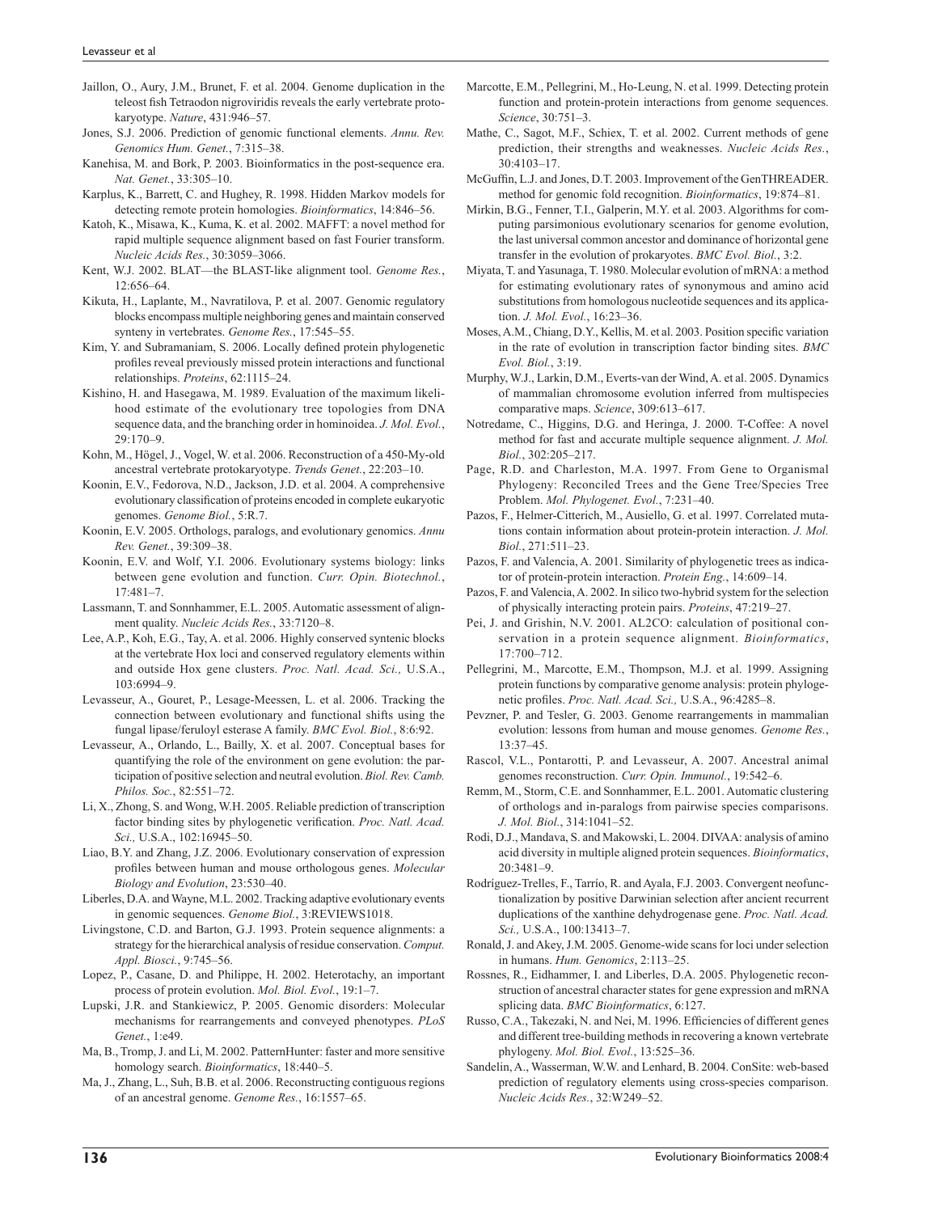Jaillon, O., Aury, J.M., Brunet, F. et al. 2004. Genome duplication in the teleost fish Tetraodon nigroviridis reveals the early vertebrate proto-karyotype. *Nature*, 431:946–57.

Jones, S.J. 2006. Prediction of genomic functional elements. *Annu. Rev. Genomics Hum. Genet.*, 7:315–38.

Kanehisa, M. and Bork, P. 2003. Bioinformatics in the post-sequence era. *Nat. Genet.*, 33:305–10.

Karplus, K., Barrett, C. and Hughey, R. 1998. Hidden Markov models for detecting remote protein homologies. *Bioinformatics*, 14:846–56.

Katoh, K., Misawa, K., Kuma, K. et al. 2002. MAFFT: a novel method for rapid multiple sequence alignment based on fast Fourier transform. *Nucleic Acids Res.*, 30:3059–3066.

Kent, W.J. 2002. BLAT—the BLAST-like alignment tool. *Genome Res.*, 12:656–64.

Kikuta, H., Laplante, M., Navratilova, P. et al. 2007. Genomic regulatory blocks encompass multiple neighboring genes and maintain conserved synteny in vertebrates. *Genome Res.*, 17:545–55.

Kim, Y. and Subramaniam, S. 2006. Locally defined protein phylogenetic profiles reveal previously missed protein interactions and functional relationships. *Proteins*, 62:1115–24.

Kishino, H. and Hasegawa, M. 1989. Evaluation of the maximum likelihood estimate of the evolutionary tree topologies from DNA sequence data, and the branching order in hominoidea. *J. Mol. Evol.*, 29:170–9.

Kohn, M., Högel, J., Vogel, W. et al. 2006. Reconstruction of a 450-My-old ancestral vertebrate protokaryotype. *Trends Genet.*, 22:203–10.

Koonin, E.V., Fedorova, N.D., Jackson, J.D. et al. 2004. A comprehensive evolutionary classification of proteins encoded in complete eukaryotic genomes. *Genome Biol.*, 5:R.7.

Koonin, E.V. 2005. Orthologs, paralogs, and evolutionary genomics. *Annu Rev. Genet.*, 39:309–38.

Koonin, E.V. and Wolf, Y.I. 2006. Evolutionary systems biology: links between gene evolution and function. *Curr. Opin. Biotechnol.*, 17:481–7.

Lassmann, T. and Sonnhammer, E.L. 2005. Automatic assessment of alignment quality. *Nucleic Acids Res.*, 33:7120–8.

Lee, A.P., Koh, E.G., Tay, A. et al. 2006. Highly conserved syntenic blocks at the vertebrate Hox loci and conserved regulatory elements within and outside Hox gene clusters. *Proc. Natl. Acad. Sci.,* U.S.A., 103:6994–9.

Levasseur, A., Gouret, P., Lesage-Meessen, L. et al. 2006. Tracking the connection between evolutionary and functional shifts using the fungal lipase/feruloyl esterase A family. *BMC Evol. Biol.*, 8:6:92.

Levasseur, A., Orlando, L., Bailly, X. et al. 2007. Conceptual bases for quantifying the role of the environment on gene evolution: the participation of positive selection and neutral evolution. *Biol. Rev. Camb. Philos. Soc.*, 82:551–72.

Li, X., Zhong, S. and Wong, W.H. 2005. Reliable prediction of transcription factor binding sites by phylogenetic verification. *Proc. Natl. Acad. Sci.,* U.S.A., 102:16945–50.

Liao, B.Y. and Zhang, J.Z. 2006. Evolutionary conservation of expression profiles between human and mouse orthologous genes. *Molecular Biology and Evolution*, 23:530–40.

Liberles, D.A. and Wayne, M.L. 2002. Tracking adaptive evolutionary events in genomic sequences. *Genome Biol.*, 3:REVIEWS1018.

Livingstone, C.D. and Barton, G.J. 1993. Protein sequence alignments: a strategy for the hierarchical analysis of residue conservation. *Comput. Appl. Biosci.*, 9:745–56.

Lopez, P., Casane, D. and Philippe, H. 2002. Heterotachy, an important process of protein evolution. *Mol. Biol. Evol.*, 19:1–7.

Lupski, J.R. and Stankiewicz, P. 2005. Genomic disorders: Molecular mechanisms for rearrangements and conveyed phenotypes. *PLoS Genet.*, 1:e49.

Ma, B., Tromp, J. and Li, M. 2002. PatternHunter: faster and more sensitive homology search. *Bioinformatics*, 18:440–5.

Ma, J., Zhang, L., Suh, B.B. et al. 2006. Reconstructing contiguous regions of an ancestral genome. *Genome Res.*, 16:1557–65.

Marcotte, E.M., Pellegrini, M., Ho-Leung, N. et al. 1999. Detecting protein function and protein-protein interactions from genome sequences. *Science*, 30:751–3.

Mathe, C., Sagot, M.F., Schiex, T. et al. 2002. Current methods of gene prediction, their strengths and weaknesses. *Nucleic Acids Res.*, 30:4103–17.

McGuffin, L.J. and Jones, D.T. 2003. Improvement of the GenTHREADER. method for genomic fold recognition. *Bioinformatics*, 19:874–81.

Mirkin, B.G., Fenner, T.I., Galperin, M.Y. et al. 2003. Algorithms for computing parsimonious evolutionary scenarios for genome evolution, the last universal common ancestor and dominance of horizontal gene transfer in the evolution of prokaryotes. *BMC Evol. Biol.*, 3:2.

Miyata, T. and Yasunaga, T. 1980. Molecular evolution of mRNA: a method for estimating evolutionary rates of synonymous and amino acid substitutions from homologous nucleotide sequences and its application. *J. Mol. Evol.*, 16:23–36.

Moses, A.M., Chiang, D.Y., Kellis, M. et al. 2003. Position specific variation in the rate of evolution in transcription factor binding sites. *BMC Evol. Biol.*, 3:19.

Murphy, W.J., Larkin, D.M., Everts-van der Wind, A. et al. 2005. Dynamics of mammalian chromosome evolution inferred from multispecies comparative maps. *Science*, 309:613–617.

Notredame, C., Higgins, D.G. and Heringa, J. 2000. T-Coffee: A novel method for fast and accurate multiple sequence alignment. *J. Mol. Biol.*, 302:205–217.

Page, R.D. and Charleston, M.A. 1997. From Gene to Organismal Phylogeny: Reconciled Trees and the Gene Tree/Species Tree Problem. *Mol. Phylogenet. Evol.*, 7:231–40.

Pazos, F., Helmer-Citterich, M., Ausiello, G. et al. 1997. Correlated mutations contain information about protein-protein interaction. *J. Mol. Biol.*, 271:511–23.

Pazos, F. and Valencia, A. 2001. Similarity of phylogenetic trees as indicator of protein-protein interaction. *Protein Eng.*, 14:609–14.

Pazos, F. and Valencia, A. 2002. In silico two-hybrid system for the selection of physically interacting protein pairs. *Proteins*, 47:219–27.

Pei, J. and Grishin, N.V. 2001. AL2CO: calculation of positional conservation in a protein sequence alignment. *Bioinformatics*, 17:700–712.

Pellegrini, M., Marcotte, E.M., Thompson, M.J. et al. 1999. Assigning protein functions by comparative genome analysis: protein phylogenetic profiles. *Proc. Natl. Acad. Sci.,* U.S.A., 96:4285–8.

Pevzner, P. and Tesler, G. 2003. Genome rearrangements in mammalian evolution: lessons from human and mouse genomes. *Genome Res.*, 13:37–45.

Rascol, V.L., Pontarotti, P. and Levasseur, A. 2007. Ancestral animal genomes reconstruction. *Curr. Opin. Immunol.*, 19:542–6.

Remm, M., Storm, C.E. and Sonnhammer, E.L. 2001. Automatic clustering of orthologs and in-paralogs from pairwise species comparisons. *J. Mol. Biol.*, 314:1041–52.

Rodi, D.J., Mandava, S. and Makowski, L. 2004. DIVAA: analysis of amino acid diversity in multiple aligned protein sequences. *Bioinformatics*, 20:3481–9.

Rodríguez-Trelles, F., Tarrío, R. and Ayala, F.J. 2003. Convergent neofunctionalization by positive Darwinian selection after ancient recurrent duplications of the xanthine dehydrogenase gene. *Proc. Natl. Acad. Sci.,* U.S.A., 100:13413–7.

Ronald, J. and Akey, J.M. 2005. Genome-wide scans for loci under selection in humans. *Hum. Genomics*, 2:113–25.

Rossnes, R., Eidhammer, I. and Liberles, D.A. 2005. Phylogenetic reconstruction of ancestral character states for gene expression and mRNA splicing data. *BMC Bioinformatics*, 6:127.

Russo, C.A., Takezaki, N. and Nei, M. 1996. Efficiencies of different genes and different tree-building methods in recovering a known vertebrate phylogeny. *Mol. Biol. Evol.*, 13:525–36.

Sandelin, A., Wasserman, W.W. and Lenhard, B. 2004. ConSite: web-based prediction of regulatory elements using cross-species comparison. *Nucleic Acids Res.*, 32:W249–52.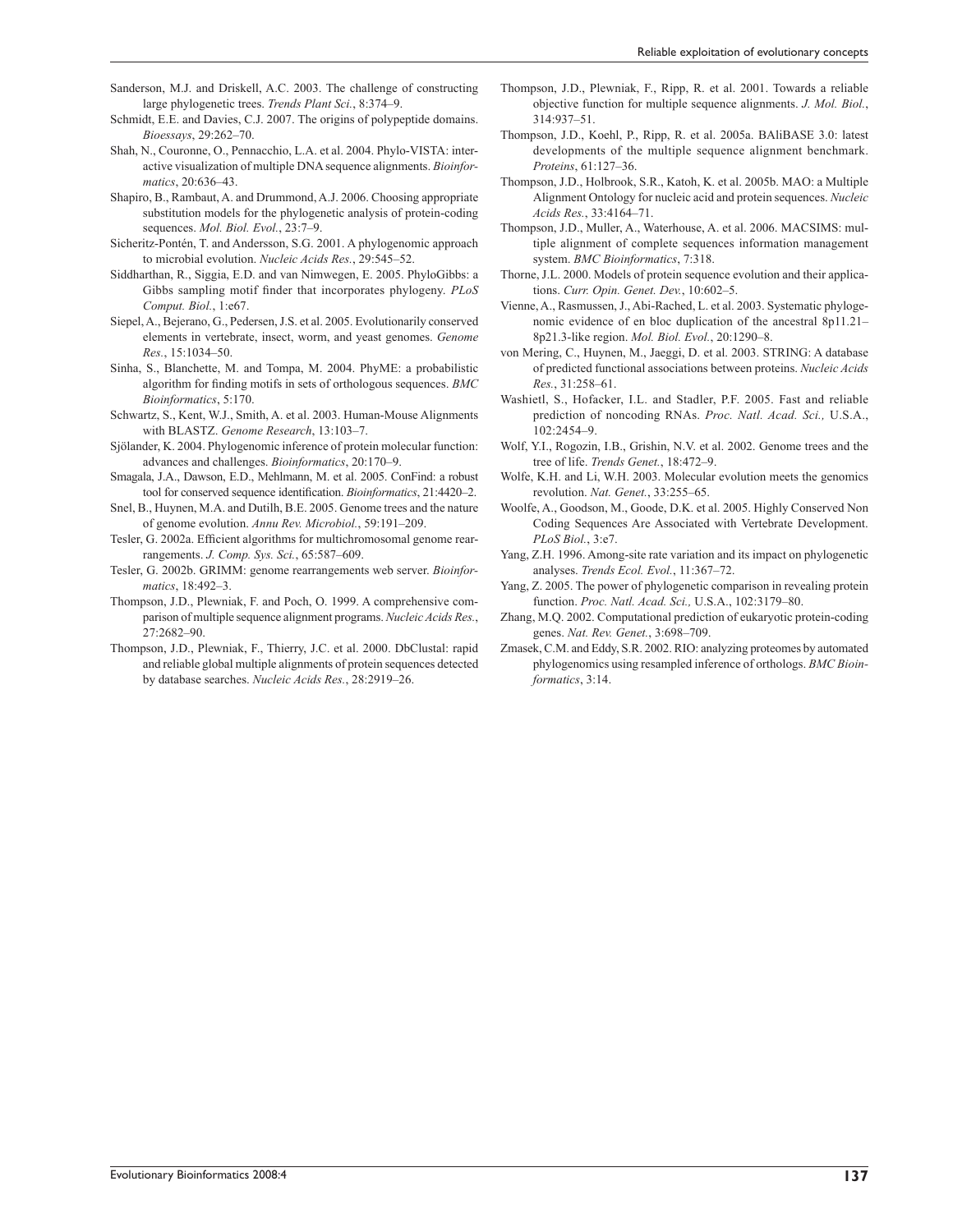Sanderson, M.J. and Driskell, A.C. 2003. The challenge of constructing large phylogenetic trees. *Trends Plant Sci.*, 8:374–9.

Schmidt, E.E. and Davies, C.J. 2007. The origins of polypeptide domains. *Bioessays*, 29:262–70.

Shah, N., Couronne, O., Pennacchio, L.A. et al. 2004. Phylo-VISTA: interactive visualization of multiple DNA sequence alignments. *Bioinformatics*, 20:636–43.

Shapiro, B., Rambaut, A. and Drummond, A.J. 2006. Choosing appropriate substitution models for the phylogenetic analysis of protein-coding sequences. *Mol. Biol. Evol.*, 23:7–9.

Sicheritz-Pontén, T. and Andersson, S.G. 2001. A phylogenomic approach to microbial evolution. *Nucleic Acids Res.*, 29:545–52.

Siddharthan, R., Siggia, E.D. and van Nimwegen, E. 2005. PhyloGibbs: a Gibbs sampling motif finder that incorporates phylogeny. *PLoS Comput. Biol.*, 1:e67.

Siepel, A., Bejerano, G., Pedersen, J.S. et al. 2005. Evolutionarily conserved elements in vertebrate, insect, worm, and yeast genomes. *Genome Res.*, 15:1034–50.

Sinha, S., Blanchette, M. and Tompa, M. 2004. PhyME: a probabilistic algorithm for finding motifs in sets of orthologous sequences. *BMC Bioinformatics*, 5:170.

Schwartz, S., Kent, W.J., Smith, A. et al. 2003. Human-Mouse Alignments with BLASTZ. *Genome Research*, 13:103–7.

Sjölander, K. 2004. Phylogenomic inference of protein molecular function: advances and challenges. *Bioinformatics*, 20:170–9.

Smagala, J.A., Dawson, E.D., Mehlmann, M. et al. 2005. ConFind: a robust tool for conserved sequence identification. *Bioinformatics*, 21:4420–2.

Snel, B., Huynen, M.A. and Dutilh, B.E. 2005. Genome trees and the nature of genome evolution. *Annu Rev. Microbiol.*, 59:191–209.

Tesler, G. 2002a. Efficient algorithms for multichromosomal genome rearrangements. *J. Comp. Sys. Sci.*, 65:587–609.

Tesler, G. 2002b. GRIMM: genome rearrangements web server. *Bioinformatics*, 18:492–3.

Thompson, J.D., Plewniak, F. and Poch, O. 1999. A comprehensive comparison of multiple sequence alignment programs. *Nucleic Acids Res.*, 27:2682–90.

Thompson, J.D., Plewniak, F., Thierry, J.C. et al. 2000. DbClustal: rapid and reliable global multiple alignments of protein sequences detected by database searches. *Nucleic Acids Res.*, 28:2919–26.

Thompson, J.D., Plewniak, F., Ripp, R. et al. 2001. Towards a reliable objective function for multiple sequence alignments. *J. Mol. Biol.*, 314:937–51.

Thompson, J.D., Koehl, P., Ripp, R. et al. 2005a. BAliBASE 3.0: latest developments of the multiple sequence alignment benchmark. *Proteins*, 61:127–36.

Thompson, J.D., Holbrook, S.R., Katoh, K. et al. 2005b. MAO: a Multiple Alignment Ontology for nucleic acid and protein sequences. *Nucleic Acids Res.*, 33:4164–71.

Thompson, J.D., Muller, A., Waterhouse, A. et al. 2006. MACSIMS: multiple alignment of complete sequences information management system. *BMC Bioinformatics*, 7:318.

Thorne, J.L. 2000. Models of protein sequence evolution and their applications. *Curr. Opin. Genet. Dev.*, 10:602–5.

Vienne, A., Rasmussen, J., Abi-Rached, L. et al. 2003. Systematic phylogenomic evidence of en bloc duplication of the ancestral 8p11.21–8p21.3-like region. *Mol. Biol. Evol.*, 20:1290–8.

von Mering, C., Huynen, M., Jaeggi, D. et al. 2003. STRING: A database of predicted functional associations between proteins. *Nucleic Acids Res.*, 31:258–61.

Washietl, S., Hofacker, I.L. and Stadler, P.F. 2005. Fast and reliable prediction of noncoding RNAs. *Proc. Natl. Acad. Sci.,* U.S.A., 102:2454–9.

Wolf, Y.I., Rogozin, I.B., Grishin, N.V. et al. 2002. Genome trees and the tree of life. *Trends Genet.*, 18:472–9.

Wolfe, K.H. and Li, W.H. 2003. Molecular evolution meets the genomics revolution. *Nat. Genet.*, 33:255–65.

Woolfe, A., Goodson, M., Goode, D.K. et al. 2005. Highly Conserved Non Coding Sequences Are Associated with Vertebrate Development. *PLoS Biol.*, 3:e7.

Yang, Z.H. 1996. Among-site rate variation and its impact on phylogenetic analyses. *Trends Ecol. Evol.*, 11:367–72.

Yang, Z. 2005. The power of phylogenetic comparison in revealing protein function. *Proc. Natl. Acad. Sci.,* U.S.A., 102:3179–80.

Zhang, M.Q. 2002. Computational prediction of eukaryotic protein-coding genes. *Nat. Rev. Genet.*, 3:698–709.

Zmasek, C.M. and Eddy, S.R. 2002. RIO: analyzing proteomes by automated phylogenomics using resampled inference of orthologs. *BMC Bioinformatics*, 3:14.